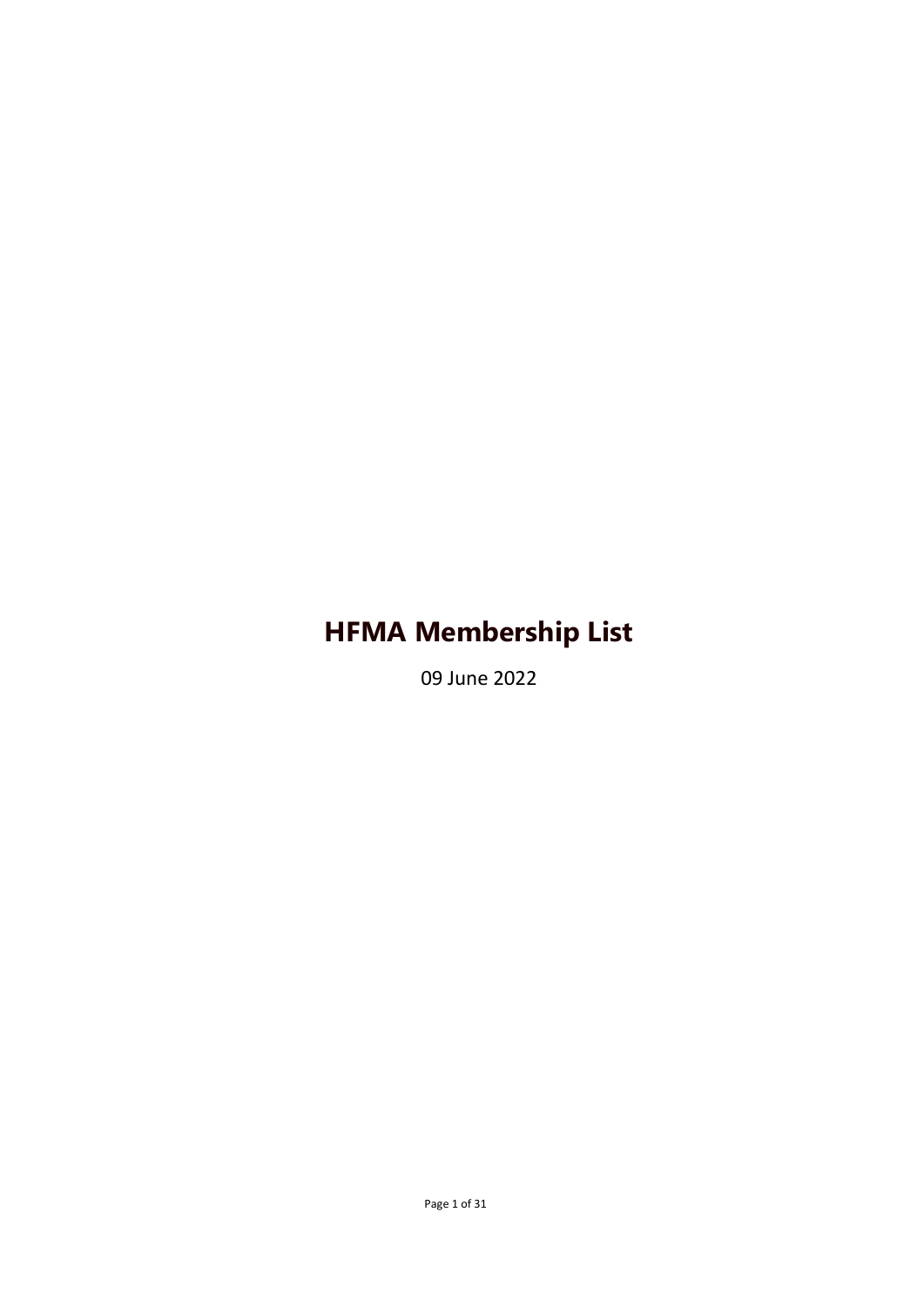# HFMA Membership List

09 June 2022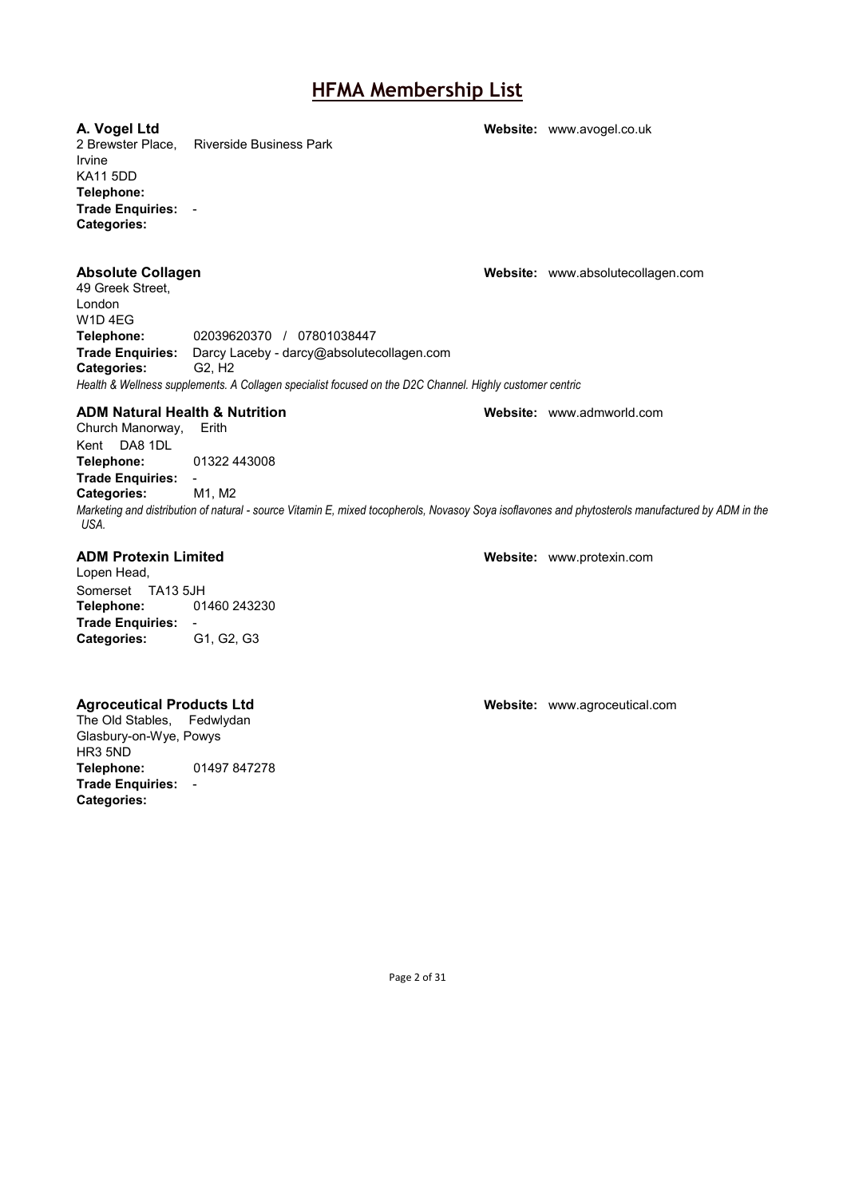# HFMA Membership List

**A. Vogel Ltd** **Website:** www.avogel.co.uk

2 Brewster Place, Riverside Business Park
Irvine
KA11 5DD
**Telephone:**
**Trade Enquiries:** -
**Categories:**

**Absolute Collagen** **Website:** www.absolutecollagen.com

49 Greek Street,
London
W1D 4EG
**Telephone:** 02039620370 / 07801038447
**Trade Enquiries:** Darcy Laceby - darcy@absolutecollagen.com
**Categories:** G2, H2

*Health & Wellness supplements. A Collagen specialist focused on the D2C Channel. Highly customer centric*

**ADM Natural Health & Nutrition** **Website:** www.admworld.com

Church Manorway, Erith
Kent DA8 1DL
**Telephone:** 01322 443008
**Trade Enquiries:** -
**Categories:** M1, M2

*Marketing and distribution of natural - source Vitamin E, mixed tocopherols, Novasoy Soya isoflavones and phytosterols manufactured by ADM in the USA.*

**ADM Protexin Limited** **Website:** www.protexin.com

Lopen Head,
Somerset TA13 5JH
**Telephone:** 01460 243230
**Trade Enquiries:** -
**Categories:** G1, G2, G3

**Agroceutical Products Ltd** **Website:** www.agroceutical.com

The Old Stables, Fedwlydan
Glasbury-on-Wye, Powys
HR3 5ND
**Telephone:** 01497 847278
**Trade Enquiries:** -
**Categories:**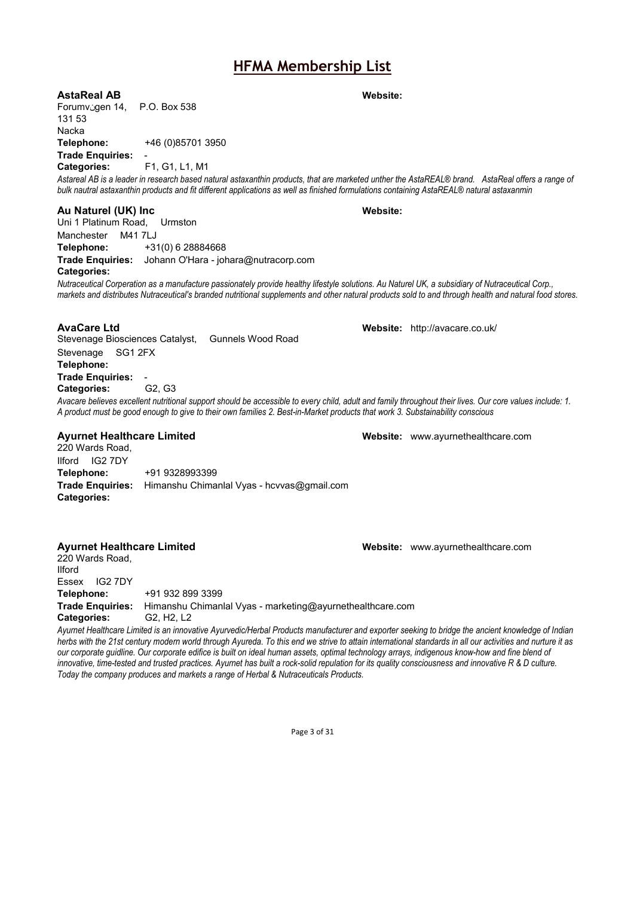# HFMA Membership List

**AstaReal AB** **Website:**

Forumvägen 14, P.O. Box 538
131 53
Nacka

**Telephone:** +46 (0)85701 3950

**Trade Enquiries:** -

**Categories:** F1, G1, L1, M1

*Astareal AB is a leader in research based natural astaxanthin products, that are marketed unther the AstaREAL® brand. AstaReal offers a range of bulk nautral astaxanthin products and fit different applications as well as finished formulations containing AstaREAL® natural astaxanmin*

**Au Naturel (UK) Inc** **Website:**

Uni 1 Platinum Road, Urmston
Manchester M41 7LJ

**Telephone:** +31(0) 6 28884668

**Trade Enquiries:** Johann O'Hara - johara@nutracorp.com

**Categories:**

*Nutraceutical Corperation as a manufacture passionately provide healthy lifestyle solutions. Au Naturel UK, a subsidiary of Nutraceutical Corp., markets and distributes Nutraceutical's branded nutritional supplements and other natural products sold to and through health and natural food stores.*

**AvaCare Ltd** **Website:** http://avacare.co.uk/

Stevenage Biosciences Catalyst, Gunnels Wood Road
Stevenage SG1 2FX

**Telephone:**

**Trade Enquiries:** -

**Categories:** G2, G3

*Avacare believes excellent nutritional support should be accessible to every child, adult and family throughout their lives. Our core values include: 1. A product must be good enough to give to their own families 2. Best-in-Market products that work 3. Substainability conscious*

**Ayurnet Healthcare Limited** **Website:** www.ayurnethealthcare.com

220 Wards Road,
Ilford IG2 7DY

**Telephone:** +91 9328993399

**Trade Enquiries:** Himanshu Chimanlal Vyas - hcvvas@gmail.com

**Categories:**

**Ayurnet Healthcare Limited** **Website:** www.ayurnethealthcare.com

220 Wards Road,
Ilford
Essex IG2 7DY

**Telephone:** +91 932 899 3399

**Trade Enquiries:** Himanshu Chimanlal Vyas - marketing@ayurnethealthcare.com

**Categories:** G2, H2, L2

*Ayurnet Healthcare Limited is an innovative Ayurvedic/Herbal Products manufacturer and exporter seeking to bridge the ancient knowledge of Indian herbs with the 21st century modern world through Ayureda. To this end we strive to attain international standards in all our activities and nurture it as our corporate guidline. Our corporate edifice is built on ideal human assets, optimal technology arrays, indigenous know-how and fine blend of innovative, time-tested and trusted practices. Ayurnet has built a rock-solid repulation for its quality consciousness and innovative R & D culture. Today the company produces and markets a range of Herbal & Nutraceuticals Products.*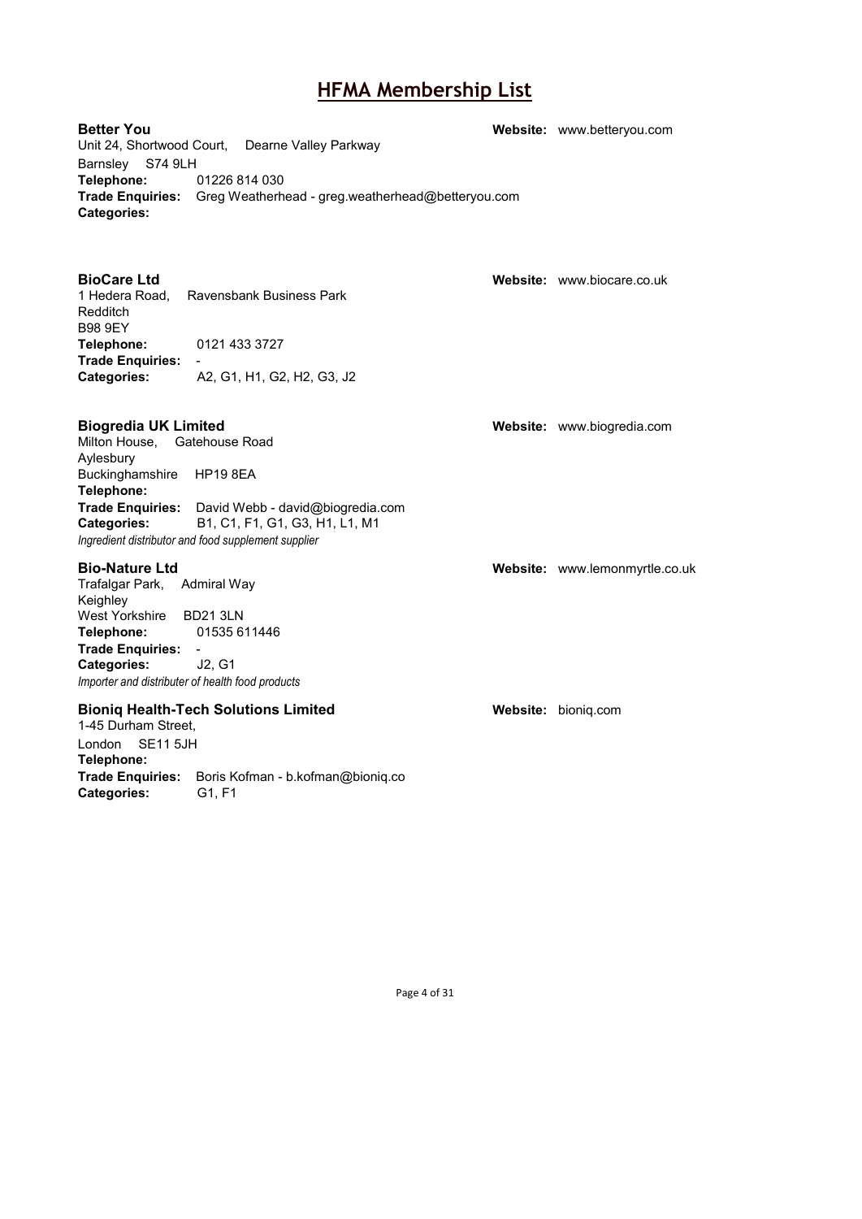# HFMA Membership List

**Better You**
**Website:** www.betteryou.com
Unit 24, Shortwood Court, Dearne Valley Parkway
Barnsley S74 9LH
**Telephone:** 01226 814 030
**Trade Enquiries:** Greg Weatherhead - greg.weatherhead@betteryou.com
**Categories:**

**BioCare Ltd**
**Website:** www.biocare.co.uk
1 Hedera Road, Ravensbank Business Park
Redditch
B98 9EY
**Telephone:** 0121 433 3727
**Trade Enquiries:** -
**Categories:** A2, G1, H1, G2, H2, G3, J2

**Biogredia UK Limited**
**Website:** www.biogredia.com
Milton House, Gatehouse Road
Aylesbury
Buckinghamshire HP19 8EA
**Telephone:**
**Trade Enquiries:** David Webb - david@biogredia.com
**Categories:** B1, C1, F1, G1, G3, H1, L1, M1
*Ingredient distributor and food supplement supplier*

**Bio-Nature Ltd**
**Website:** www.lemonmyrtle.co.uk
Trafalgar Park, Admiral Way
Keighley
West Yorkshire BD21 3LN
**Telephone:** 01535 611446
**Trade Enquiries:** -
**Categories:** J2, G1
*Importer and distributer of health food products*

**Bioniq Health-Tech Solutions Limited**
**Website:** bioniq.com
1-45 Durham Street,
London SE11 5JH
**Telephone:**
**Trade Enquiries:** Boris Kofman - b.kofman@bioniq.co
**Categories:** G1, F1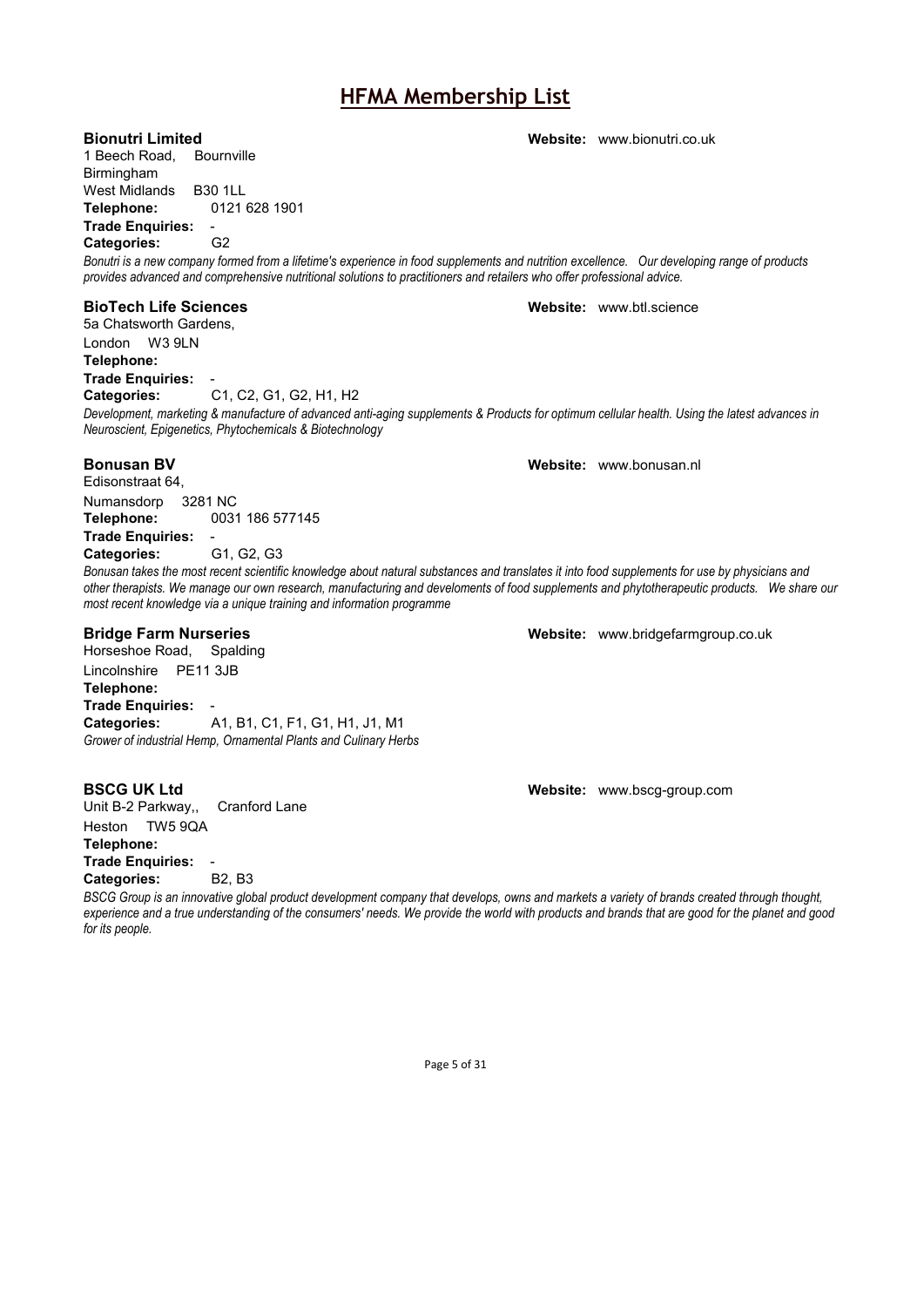# HFMA Membership List

**Bionutri Limited** **Website:** www.bionutri.co.uk

1 Beech Road, Bournville
Birmingham
West Midlands B30 1LL
**Telephone:** 0121 628 1901
**Trade Enquiries:** -
**Categories:** G2

*Bonutri is a new company formed from a lifetime's experience in food supplements and nutrition excellence. Our developing range of products provides advanced and comprehensive nutritional solutions to practitioners and retailers who offer professional advice.*

**BioTech Life Sciences** **Website:** www.btl.science

5a Chatsworth Gardens,
London W3 9LN
**Telephone:**
**Trade Enquiries:** -
**Categories:** C1, C2, G1, G2, H1, H2

*Development, marketing & manufacture of advanced anti-aging supplements & Products for optimum cellular health. Using the latest advances in Neuroscient, Epigenetics, Phytochemicals & Biotechnology*

**Bonusan BV** **Website:** www.bonusan.nl

Edisonstraat 64,
Numansdorp 3281 NC
**Telephone:** 0031 186 577145
**Trade Enquiries:** -
**Categories:** G1, G2, G3

*Bonusan takes the most recent scientific knowledge about natural substances and translates it into food supplements for use by physicians and other therapists. We manage our own research, manufacturing and develoments of food supplements and phytotherapeutic products. We share our most recent knowledge via a unique training and information programme*

**Bridge Farm Nurseries** **Website:** www.bridgefarmgroup.co.uk

Horseshoe Road, Spalding
Lincolnshire PE11 3JB
**Telephone:**
**Trade Enquiries:** -
**Categories:** A1, B1, C1, F1, G1, H1, J1, M1

*Grower of industrial Hemp, Ornamental Plants and Culinary Herbs*

**BSCG UK Ltd** **Website:** www.bscg-group.com

Unit B-2 Parkway,, Cranford Lane
Heston TW5 9QA
**Telephone:**
**Trade Enquiries:** -
**Categories:** B2, B3

*BSCG Group is an innovative global product development company that develops, owns and markets a variety of brands created through thought, experience and a true understanding of the consumers' needs. We provide the world with products and brands that are good for the planet and good for its people.*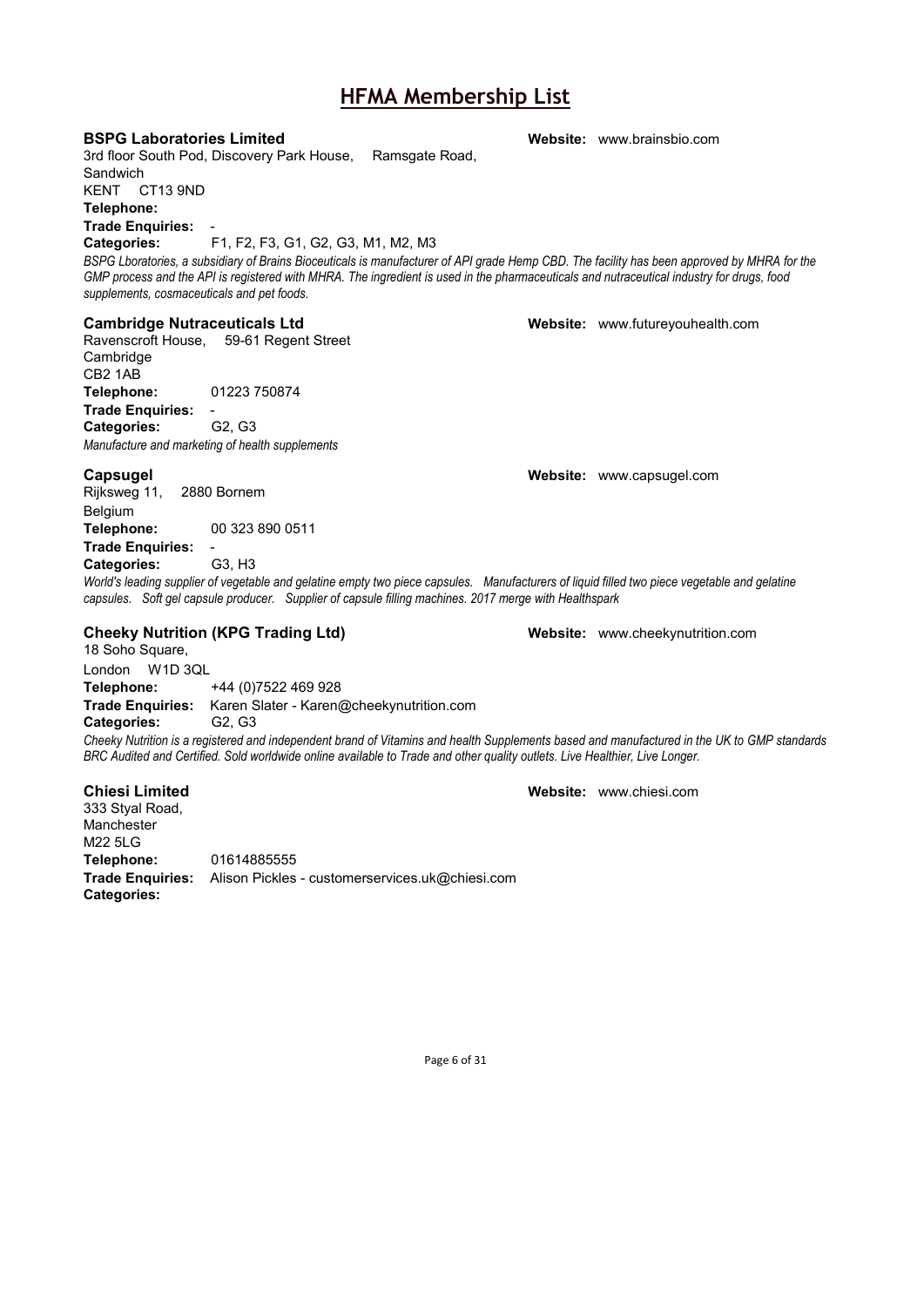# HFMA Membership List

### BSPG Laboratories Limited

**Website:** www.brainsbio.com

3rd floor South Pod, Discovery Park House, Ramsgate Road,
Sandwich
KENT CT13 9ND

**Telephone:**

**Trade Enquiries:** -

**Categories:** F1, F2, F3, G1, G2, G3, M1, M2, M3

*BSPG Lboratories, a subsidiary of Brains Bioceuticals is manufacturer of API grade Hemp CBD. The facility has been approved by MHRA for the GMP process and the API is registered with MHRA. The ingredient is used in the pharmaceuticals and nutraceutical industry for drugs, food supplements, cosmaceuticals and pet foods.*

### Cambridge Nutraceuticals Ltd

**Website:** www.futureyouhealth.com

Ravenscroft House, 59-61 Regent Street
Cambridge
CB2 1AB

**Telephone:** 01223 750874

**Trade Enquiries:** -

**Categories:** G2, G3

*Manufacture and marketing of health supplements*

### Capsugel

**Website:** www.capsugel.com

Rijksweg 11, 2880 Bornem
Belgium

**Telephone:** 00 323 890 0511

**Trade Enquiries:** -

**Categories:** G3, H3

*World's leading supplier of vegetable and gelatine empty two piece capsules. Manufacturers of liquid filled two piece vegetable and gelatine capsules. Soft gel capsule producer. Supplier of capsule filling machines. 2017 merge with Healthspark*

### Cheeky Nutrition (KPG Trading Ltd)

**Website:** www.cheekynutrition.com

18 Soho Square,
London W1D 3QL

**Telephone:** +44 (0)7522 469 928

**Trade Enquiries:** Karen Slater - Karen@cheekynutrition.com

**Categories:** G2, G3

*Cheeky Nutrition is a registered and independent brand of Vitamins and health Supplements based and manufactured in the UK to GMP standards BRC Audited and Certified. Sold worldwide online available to Trade and other quality outlets. Live Healthier, Live Longer.*

### Chiesi Limited

**Website:** www.chiesi.com

333 Styal Road,
Manchester
M22 5LG

**Telephone:** 01614885555

**Trade Enquiries:** Alison Pickles - customerservices.uk@chiesi.com

**Categories:**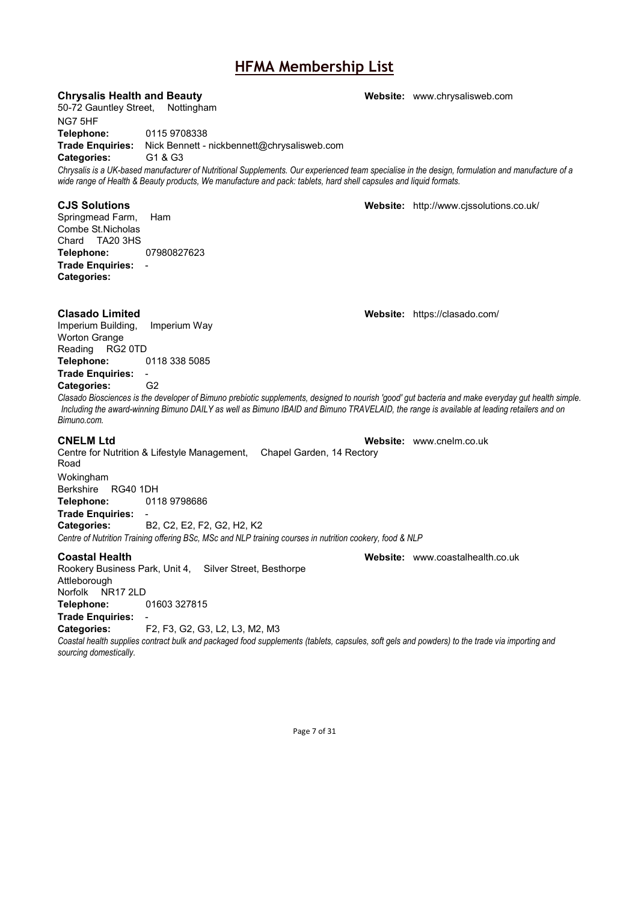# HFMA Membership List

**Chrysalis Health and Beauty** **Website:** www.chrysalisweb.com

50-72 Gauntley Street, Nottingham
NG7 5HF
**Telephone:** 0115 9708338
**Trade Enquiries:** Nick Bennett - nickbennett@chrysalisweb.com
**Categories:** G1 & G3

*Chrysalis is a UK-based manufacturer of Nutritional Supplements. Our experienced team specialise in the design, formulation and manufacture of a wide range of Health & Beauty products, We manufacture and pack: tablets, hard shell capsules and liquid formats.*

**CJS Solutions** **Website:** http://www.cjssolutions.co.uk/

Springmead Farm, Ham
Combe St.Nicholas
Chard TA20 3HS
**Telephone:** 07980827623
**Trade Enquiries:** -
**Categories:**

**Clasado Limited** **Website:** https://clasado.com/

Imperium Building, Imperium Way
Worton Grange
Reading RG2 0TD
**Telephone:** 0118 338 5085
**Trade Enquiries:** -
**Categories:** G2

*Clasado Biosciences is the developer of Bimuno prebiotic supplements, designed to nourish 'good' gut bacteria and make everyday gut health simple. Including the award-winning Bimuno DAILY as well as Bimuno IBAID and Bimuno TRAVELAID, the range is available at leading retailers and on Bimuno.com.*

**CNELM Ltd** **Website:** www.cnelm.co.uk

Centre for Nutrition & Lifestyle Management, Chapel Garden, 14 Rectory Road
Wokingham
Berkshire RG40 1DH
**Telephone:** 0118 9798686
**Trade Enquiries:** -
**Categories:** B2, C2, E2, F2, G2, H2, K2

*Centre of Nutrition Training offering BSc, MSc and NLP training courses in nutrition cookery, food & NLP*

**Coastal Health** **Website:** www.coastalhealth.co.uk

Rookery Business Park, Unit 4, Silver Street, Besthorpe
Attleborough
Norfolk NR17 2LD
**Telephone:** 01603 327815
**Trade Enquiries:** -
**Categories:** F2, F3, G2, G3, L2, L3, M2, M3

*Coastal health supplies contract bulk and packaged food supplements (tablets, capsules, soft gels and powders) to the trade via importing and sourcing domestically.*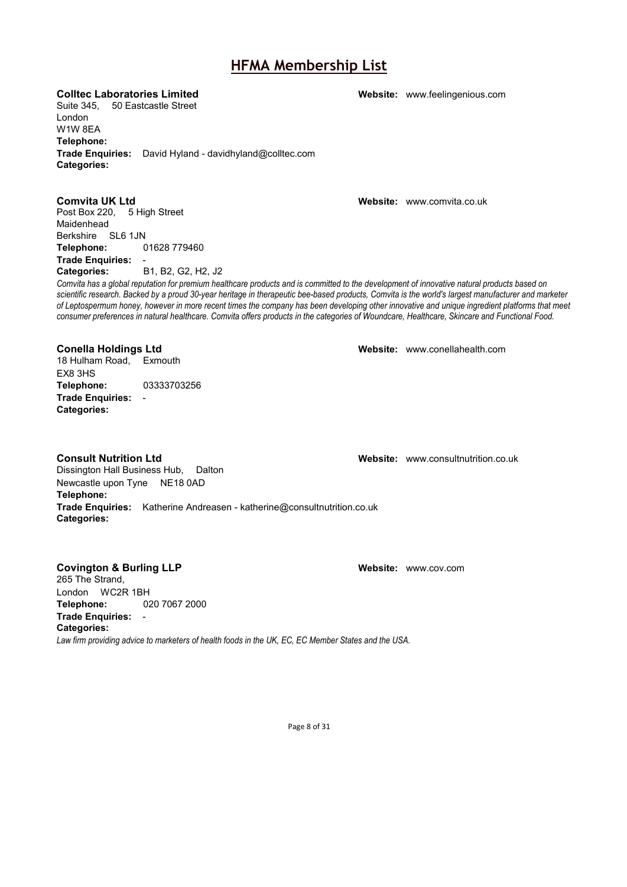# HFMA Membership List

**Colltec Laboratories Limited** **Website:** www.feelingenious.com

Suite 345, 50 Eastcastle Street
London
W1W 8EA
**Telephone:**
**Trade Enquiries:** David Hyland - davidhyland@colltec.com
**Categories:**

**Comvita UK Ltd** **Website:** www.comvita.co.uk

Post Box 220, 5 High Street
Maidenhead
Berkshire SL6 1JN
**Telephone:** 01628 779460
**Trade Enquiries:** -
**Categories:** B1, B2, G2, H2, J2

*Comvita has a global reputation for premium healthcare products and is committed to the development of innovative natural products based on scientific research. Backed by a proud 30-year heritage in therapeutic bee-based products, Comvita is the world's largest manufacturer and marketer of Leptospermum honey, however in more recent times the company has been developing other innovative and unique ingredient platforms that meet consumer preferences in natural healthcare. Comvita offers products in the categories of Woundcare, Healthcare, Skincare and Functional Food.*

**Conella Holdings Ltd** **Website:** www.conellahealth.com

18 Hulham Road, Exmouth
EX8 3HS
**Telephone:** 03333703256
**Trade Enquiries:** -
**Categories:**

**Consult Nutrition Ltd** **Website:** www.consultnutrition.co.uk

Dissington Hall Business Hub, Dalton
Newcastle upon Tyne NE18 0AD
**Telephone:**
**Trade Enquiries:** Katherine Andreasen - katherine@consultnutrition.co.uk
**Categories:**

**Covington & Burling LLP** **Website:** www.cov.com

265 The Strand,
London WC2R 1BH
**Telephone:** 020 7067 2000
**Trade Enquiries:** -
**Categories:**

*Law firm providing advice to marketers of health foods in the UK, EC, EC Member States and the USA.*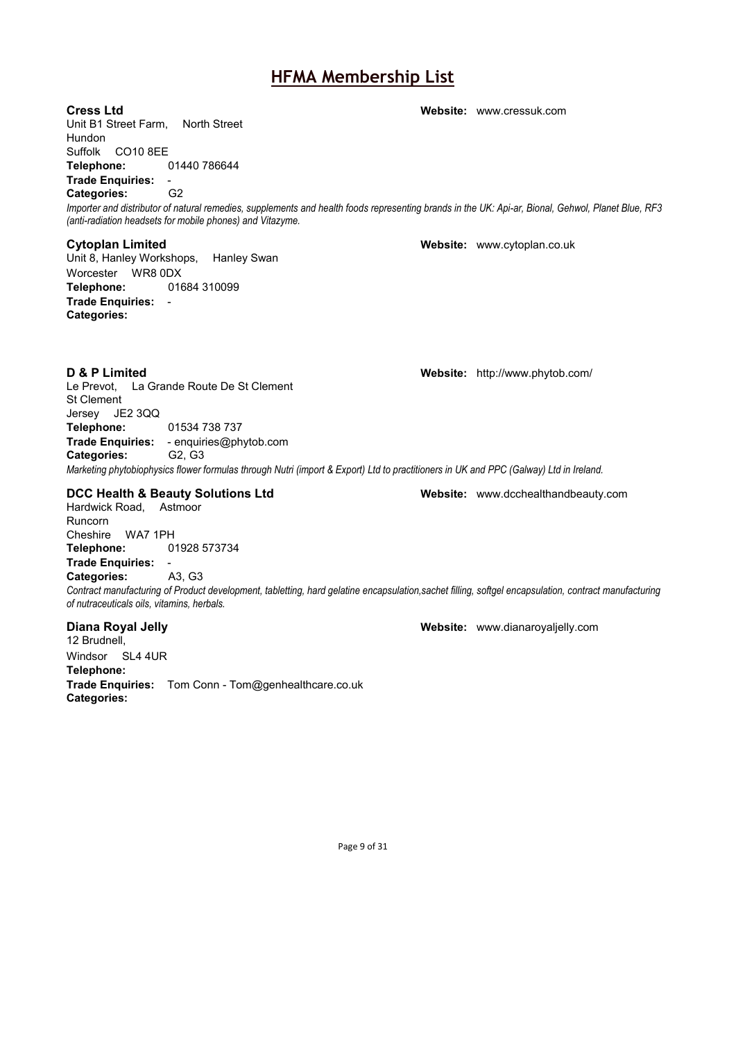# HFMA Membership List

**Cress Ltd** **Website:** www.cressuk.com

Unit B1 Street Farm, North Street
Hundon
Suffolk CO10 8EE
**Telephone:** 01440 786644
**Trade Enquiries:** -
**Categories:** G2

*Importer and distributor of natural remedies, supplements and health foods representing brands in the UK: Api-ar, Bional, Gehwol, Planet Blue, RF3 (anti-radiation headsets for mobile phones) and Vitazyme.*

**Cytoplan Limited** **Website:** www.cytoplan.co.uk

Unit 8, Hanley Workshops, Hanley Swan
Worcester WR8 0DX
**Telephone:** 01684 310099
**Trade Enquiries:** -
**Categories:**

**D & P Limited** **Website:** http://www.phytob.com/

Le Prevot, La Grande Route De St Clement
St Clement
Jersey JE2 3QQ
**Telephone:** 01534 738 737
**Trade Enquiries:** - enquiries@phytob.com
**Categories:** G2, G3

*Marketing phytobiophysics flower formulas through Nutri (import & Export) Ltd to practitioners in UK and PPC (Galway) Ltd in Ireland.*

**DCC Health & Beauty Solutions Ltd** **Website:** www.dcchealthandbeauty.com

Hardwick Road, Astmoor
Runcorn
Cheshire WA7 1PH
**Telephone:** 01928 573734
**Trade Enquiries:** -
**Categories:** A3, G3

*Contract manufacturing of Product development, tabletting, hard gelatine encapsulation,sachet filling, softgel encapsulation, contract manufacturing of nutraceuticals oils, vitamins, herbals.*

**Diana Royal Jelly** **Website:** www.dianaroyaljelly.com

12 Brudnell,
Windsor SL4 4UR
**Telephone:**
**Trade Enquiries:** Tom Conn - Tom@genhealthcare.co.uk
**Categories:**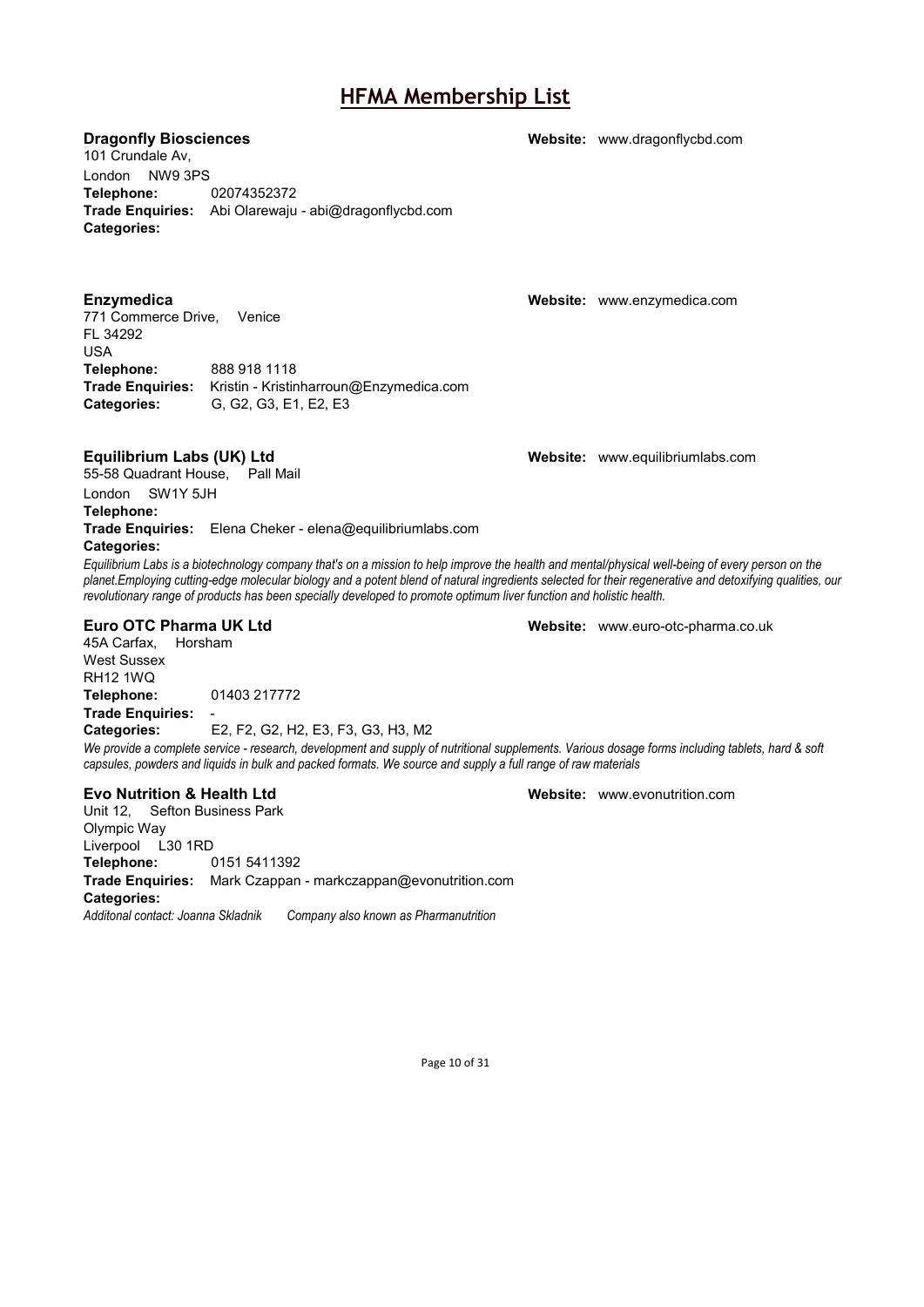# HFMA Membership List

**Dragonfly Biosciences** **Website:** www.dragonflycbd.com

101 Crundale Av,
London NW9 3PS
**Telephone:** 02074352372
**Trade Enquiries:** Abi Olarewaju - abi@dragonflycbd.com
**Categories:**

**Enzymedica** **Website:** www.enzymedica.com

771 Commerce Drive, Venice
FL 34292
USA
**Telephone:** 888 918 1118
**Trade Enquiries:** Kristin - Kristinharroun@Enzymedica.com
**Categories:** G, G2, G3, E1, E2, E3

**Equilibrium Labs (UK) Ltd** **Website:** www.equilibriumlabs.com

55-58 Quadrant House, Pall Mail
London SW1Y 5JH
**Telephone:**
**Trade Enquiries:** Elena Cheker - elena@equilibriumlabs.com
**Categories:**

*Equilibrium Labs is a biotechnology company that's on a mission to help improve the health and mental/physical well-being of every person on the planet.Employing cutting-edge molecular biology and a potent blend of natural ingredients selected for their regenerative and detoxifying qualities, our revolutionary range of products has been specially developed to promote optimum liver function and holistic health.*

**Euro OTC Pharma UK Ltd** **Website:** www.euro-otc-pharma.co.uk

45A Carfax, Horsham
West Sussex
RH12 1WQ
**Telephone:** 01403 217772
**Trade Enquiries:** -
**Categories:** E2, F2, G2, H2, E3, F3, G3, H3, M2

*We provide a complete service - research, development and supply of nutritional supplements. Various dosage forms including tablets, hard & soft capsules, powders and liquids in bulk and packed formats. We source and supply a full range of raw materials*

**Evo Nutrition & Health Ltd** **Website:** www.evonutrition.com

Unit 12, Sefton Business Park
Olympic Way
Liverpool L30 1RD
**Telephone:** 0151 5411392
**Trade Enquiries:** Mark Czappan - markczappan@evonutrition.com
**Categories:**

*Additonal contact: Joanna Skladnik* *Company also known as Pharmanutrition*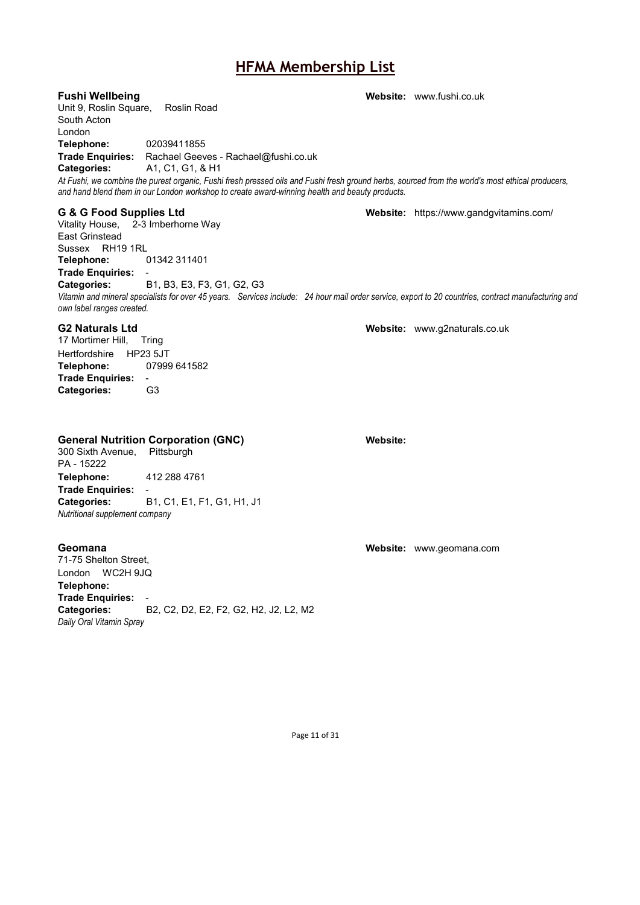# HFMA Membership List

**Fushi Wellbeing** **Website:** www.fushi.co.uk

Unit 9, Roslin Square, Roslin Road
South Acton
London

**Telephone:** 02039411855
**Trade Enquiries:** Rachael Geeves - Rachael@fushi.co.uk
**Categories:** A1, C1, G1, & H1

*At Fushi, we combine the purest organic, Fushi fresh pressed oils and Fushi fresh ground herbs, sourced from the world's most ethical producers, and hand blend them in our London workshop to create award-winning health and beauty products.*

**G & G Food Supplies Ltd** **Website:** https://www.gandgvitamins.com/

Vitality House, 2-3 Imberhorne Way
East Grinstead
Sussex RH19 1RL

**Telephone:** 01342 311401
**Trade Enquiries:** -
**Categories:** B1, B3, E3, F3, G1, G2, G3

*Vitamin and mineral specialists for over 45 years. Services include: 24 hour mail order service, export to 20 countries, contract manufacturing and own label ranges created.*

**G2 Naturals Ltd** **Website:** www.g2naturals.co.uk

17 Mortimer Hill, Tring
Hertfordshire HP23 5JT

**Telephone:** 07999 641582
**Trade Enquiries:** -
**Categories:** G3

**General Nutrition Corporation (GNC)** **Website:**

300 Sixth Avenue, Pittsburgh
PA - 15222

**Telephone:** 412 288 4761
**Trade Enquiries:** -
**Categories:** B1, C1, E1, F1, G1, H1, J1

*Nutritional supplement company*

**Geomana** **Website:** www.geomana.com

71-75 Shelton Street,
London WC2H 9JQ

**Telephone:**
**Trade Enquiries:** -
**Categories:** B2, C2, D2, E2, F2, G2, H2, J2, L2, M2

*Daily Oral Vitamin Spray*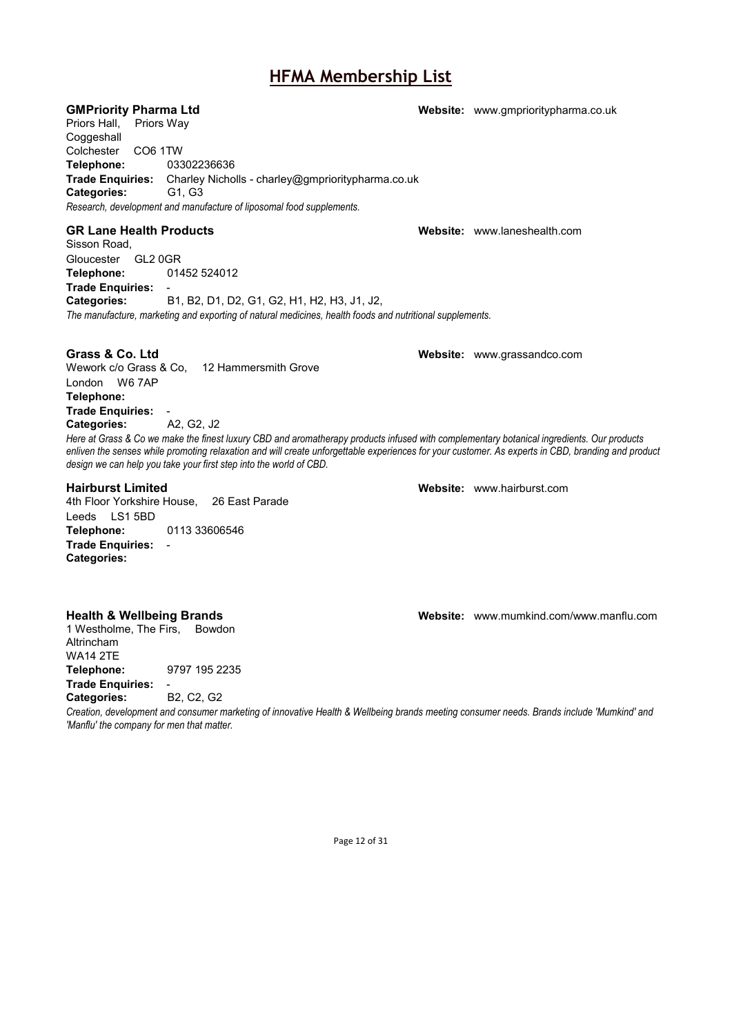# HFMA Membership List

### GMPriority Pharma Ltd

**Website:** www.gmprioritypharma.co.uk

Priors Hall, Priors Way
Coggeshall
Colchester CO6 1TW
**Telephone:** 03302236636
**Trade Enquiries:** Charley Nicholls - charley@gmprioritypharma.co.uk
**Categories:** G1, G3

*Research, development and manufacture of liposomal food supplements.*

### GR Lane Health Products

**Website:** www.laneshealth.com

Sisson Road,
Gloucester GL2 0GR
**Telephone:** 01452 524012
**Trade Enquiries:** -
**Categories:** B1, B2, D1, D2, G1, G2, H1, H2, H3, J1, J2,

*The manufacture, marketing and exporting of natural medicines, health foods and nutritional supplements.*

### Grass & Co. Ltd

**Website:** www.grassandco.com

Wework c/o Grass & Co, 12 Hammersmith Grove
London W6 7AP
**Telephone:**
**Trade Enquiries:** -
**Categories:** A2, G2, J2

*Here at Grass & Co we make the finest luxury CBD and aromatherapy products infused with complementary botanical ingredients. Our products enliven the senses while promoting relaxation and will create unforgettable experiences for your customer. As experts in CBD, branding and product design we can help you take your first step into the world of CBD.*

### Hairburst Limited

**Website:** www.hairburst.com

4th Floor Yorkshire House, 26 East Parade
Leeds LS1 5BD
**Telephone:** 0113 33606546
**Trade Enquiries:** -
**Categories:**

### Health & Wellbeing Brands

**Website:** www.mumkind.com/www.manflu.com

1 Westholme, The Firs, Bowdon
Altrincham
WA14 2TE
**Telephone:** 9797 195 2235
**Trade Enquiries:** -
**Categories:** B2, C2, G2

*Creation, development and consumer marketing of innovative Health & Wellbeing brands meeting consumer needs. Brands include 'Mumkind' and 'Manflu' the company for men that matter.*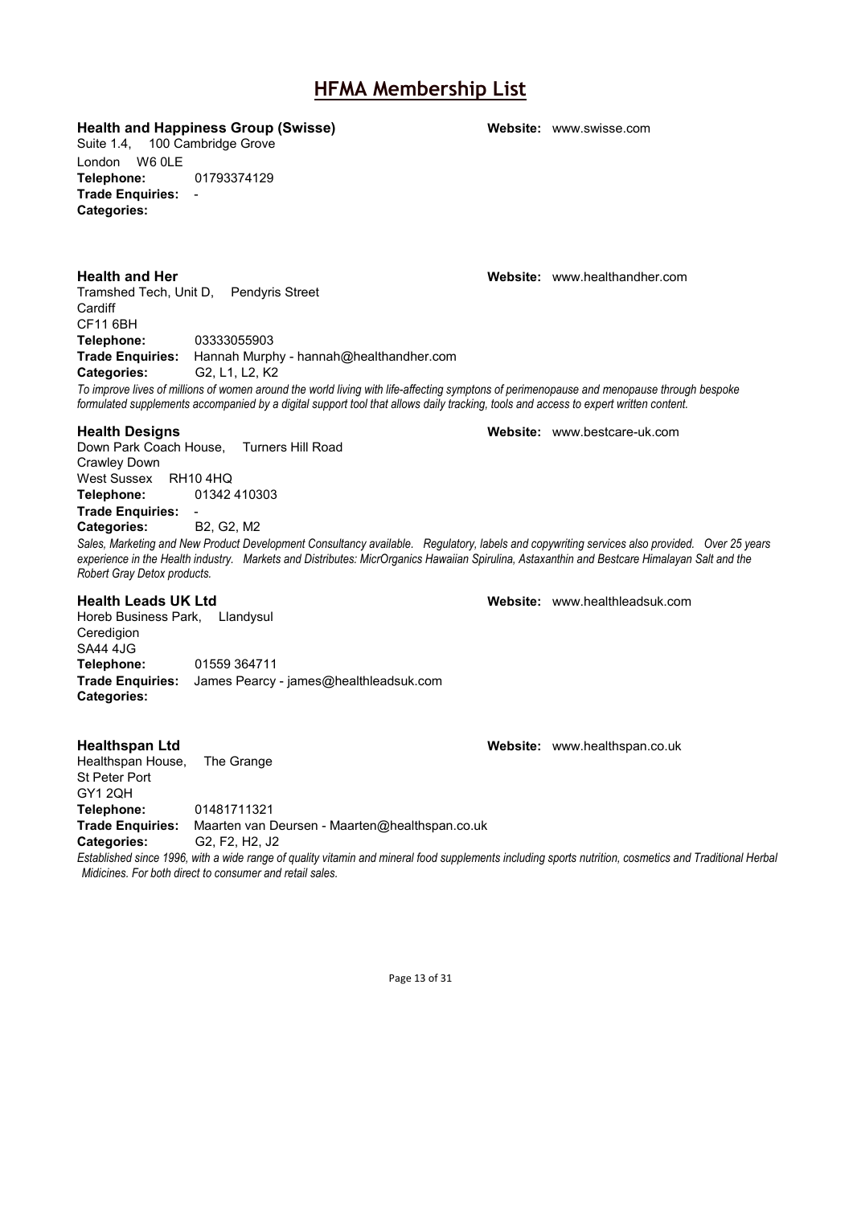# HFMA Membership List

**Health and Happiness Group (Swisse)** **Website:** www.swisse.com

Suite 1.4, 100 Cambridge Grove
London W6 0LE
**Telephone:** 01793374129
**Trade Enquiries:** -
**Categories:**

**Health and Her** **Website:** www.healthandher.com

Tramshed Tech, Unit D, Pendyris Street
Cardiff
CF11 6BH
**Telephone:** 03333055903
**Trade Enquiries:** Hannah Murphy - hannah@healthandher.com
**Categories:** G2, L1, L2, K2

*To improve lives of millions of women around the world living with life-affecting symptons of perimenopause and menopause through bespoke formulated supplements accompanied by a digital support tool that allows daily tracking, tools and access to expert written content.*

**Health Designs** **Website:** www.bestcare-uk.com

Down Park Coach House, Turners Hill Road
Crawley Down
West Sussex RH10 4HQ
**Telephone:** 01342 410303
**Trade Enquiries:** -
**Categories:** B2, G2, M2

*Sales, Marketing and New Product Development Consultancy available. Regulatory, labels and copywriting services also provided. Over 25 years experience in the Health industry. Markets and Distributes: MicrOrganics Hawaiian Spirulina, Astaxanthin and Bestcare Himalayan Salt and the Robert Gray Detox products.*

**Health Leads UK Ltd** **Website:** www.healthleadsuk.com

Horeb Business Park, Llandysul
Ceredigion
SA44 4JG
**Telephone:** 01559 364711
**Trade Enquiries:** James Pearcy - james@healthleadsuk.com
**Categories:**

**Healthspan Ltd** **Website:** www.healthspan.co.uk

Healthspan House, The Grange
St Peter Port
GY1 2QH
**Telephone:** 01481711321
**Trade Enquiries:** Maarten van Deursen - Maarten@healthspan.co.uk
**Categories:** G2, F2, H2, J2

*Established since 1996, with a wide range of quality vitamin and mineral food supplements including sports nutrition, cosmetics and Traditional Herbal Midicines. For both direct to consumer and retail sales.*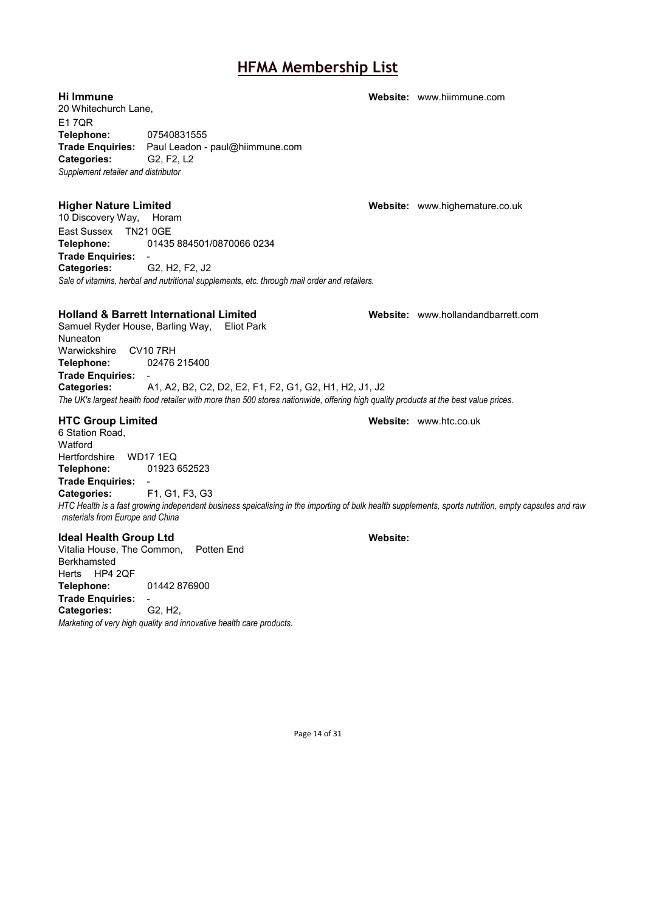# HFMA Membership List

**Hi Immune** **Website:** www.hiimmune.com

20 Whitechurch Lane,
E1 7QR
**Telephone:** 07540831555
**Trade Enquiries:** Paul Leadon - paul@hiimmune.com
**Categories:** G2, F2, L2
*Supplement retailer and distributor*

**Higher Nature Limited** **Website:** www.highernature.co.uk

10 Discovery Way, Horam
East Sussex TN21 0GE
**Telephone:** 01435 884501/0870066 0234
**Trade Enquiries:** -
**Categories:** G2, H2, F2, J2
*Sale of vitamins, herbal and nutritional supplements, etc. through mail order and retailers.*

**Holland & Barrett International Limited** **Website:** www.hollandandbarrett.com

Samuel Ryder House, Barling Way, Eliot Park
Nuneaton
Warwickshire CV10 7RH
**Telephone:** 02476 215400
**Trade Enquiries:** -
**Categories:** A1, A2, B2, C2, D2, E2, F1, F2, G1, G2, H1, H2, J1, J2
*The UK's largest health food retailer with more than 500 stores nationwide, offering high quality products at the best value prices.*

**HTC Group Limited** **Website:** www.htc.co.uk

6 Station Road,
Watford
Hertfordshire WD17 1EQ
**Telephone:** 01923 652523
**Trade Enquiries:** -
**Categories:** F1, G1, F3, G3
*HTC Health is a fast growing independent business speicalising in the importing of bulk health supplements, sports nutrition, empty capsules and raw materials from Europe and China*

**Ideal Health Group Ltd** **Website:**

Vitalia House, The Common, Potten End
Berkhamsted
Herts HP4 2QF
**Telephone:** 01442 876900
**Trade Enquiries:** -
**Categories:** G2, H2,
*Marketing of very high quality and innovative health care products.*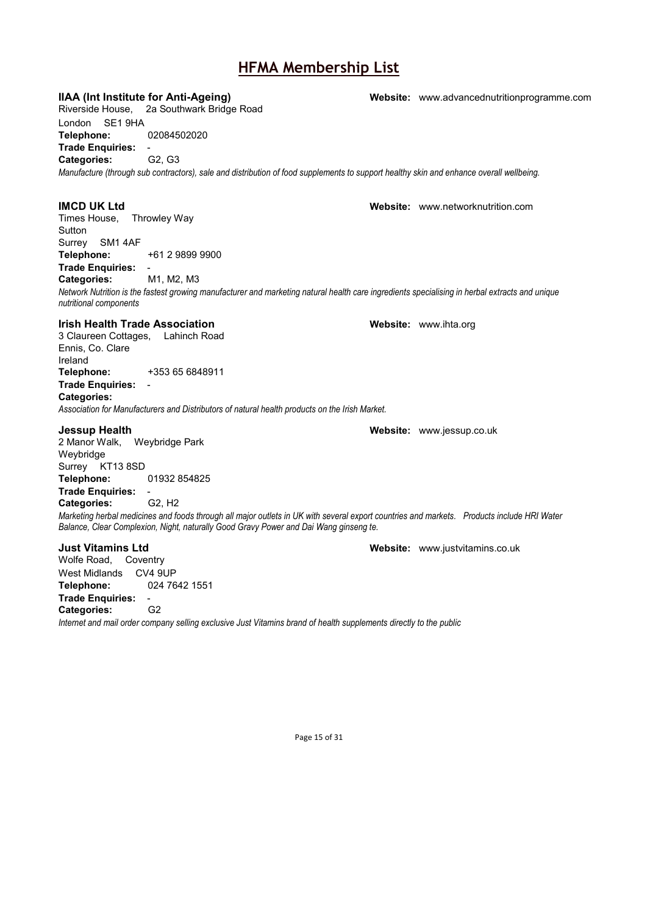# HFMA Membership List

**IIAA (Int Institute for Anti-Ageing)** **Website:** www.advancednutritionprogramme.com

Riverside House, 2a Southwark Bridge Road
London SE1 9HA
**Telephone:** 02084502020
**Trade Enquiries:** -
**Categories:** G2, G3

*Manufacture (through sub contractors), sale and distribution of food supplements to support healthy skin and enhance overall wellbeing.*

**IMCD UK Ltd** **Website:** www.networknutrition.com

Times House, Throwley Way
Sutton
Surrey SM1 4AF
**Telephone:** +61 2 9899 9900
**Trade Enquiries:** -
**Categories:** M1, M2, M3

*Network Nutrition is the fastest growing manufacturer and marketing natural health care ingredients specialising in herbal extracts and unique nutritional components*

**Irish Health Trade Association** **Website:** www.ihta.org

3 Claureen Cottages, Lahinch Road
Ennis, Co. Clare
Ireland
**Telephone:** +353 65 6848911
**Trade Enquiries:** -
**Categories:**

*Association for Manufacturers and Distributors of natural health products on the Irish Market.*

**Jessup Health** **Website:** www.jessup.co.uk

2 Manor Walk, Weybridge Park
Weybridge
Surrey KT13 8SD
**Telephone:** 01932 854825
**Trade Enquiries:** -
**Categories:** G2, H2

*Marketing herbal medicines and foods through all major outlets in UK with several export countries and markets. Products include HRI Water Balance, Clear Complexion, Night, naturally Good Gravy Power and Dai Wang ginseng te.*

**Just Vitamins Ltd** **Website:** www.justvitamins.co.uk

Wolfe Road, Coventry
West Midlands CV4 9UP
**Telephone:** 024 7642 1551
**Trade Enquiries:** -
**Categories:** G2

*Internet and mail order company selling exclusive Just Vitamins brand of health supplements directly to the public*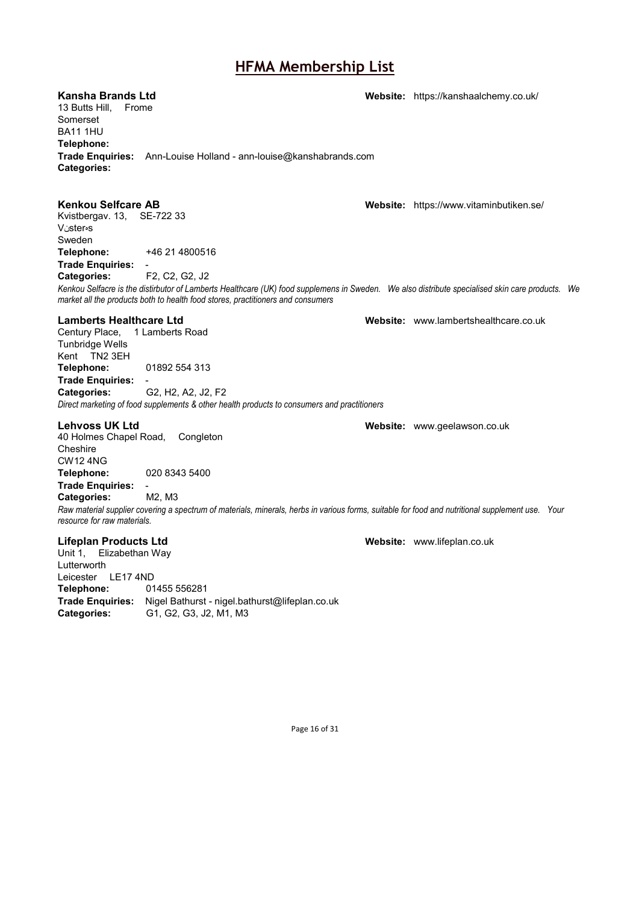# HFMA Membership List

**Kansha Brands Ltd** **Website:** https://kanshaalchemy.co.uk/

13 Butts Hill, Frome
Somerset
BA11 1HU
**Telephone:**
**Trade Enquiries:** Ann-Louise Holland - ann-louise@kanshabrands.com
**Categories:**

**Kenkou Selfcare AB** **Website:** https://www.vitaminbutiken.se/

Kvistbergav. 13, SE-722 33
V¿ster˚s
Sweden
**Telephone:** +46 21 4800516
**Trade Enquiries:** -
**Categories:** F2, C2, G2, J2

*Kenkou Selfacre is the distirbutor of Lamberts Healthcare (UK) food supplemens in Sweden. We also distribute specialised skin care products. We market all the products both to health food stores, practitioners and consumers*

**Lamberts Healthcare Ltd** **Website:** www.lambertshealthcare.co.uk

Century Place, 1 Lamberts Road
Tunbridge Wells
Kent TN2 3EH
**Telephone:** 01892 554 313
**Trade Enquiries:** -
**Categories:** G2, H2, A2, J2, F2

*Direct marketing of food supplements & other health products to consumers and practitioners*

**Lehvoss UK Ltd** **Website:** www.geelawson.co.uk

40 Holmes Chapel Road, Congleton
Cheshire
CW12 4NG
**Telephone:** 020 8343 5400
**Trade Enquiries:** -
**Categories:** M2, M3

*Raw material supplier covering a spectrum of materials, minerals, herbs in various forms, suitable for food and nutritional supplement use. Your resource for raw materials.*

**Lifeplan Products Ltd** **Website:** www.lifeplan.co.uk

Unit 1, Elizabethan Way
Lutterworth
Leicester LE17 4ND
**Telephone:** 01455 556281
**Trade Enquiries:** Nigel Bathurst - nigel.bathurst@lifeplan.co.uk
**Categories:** G1, G2, G3, J2, M1, M3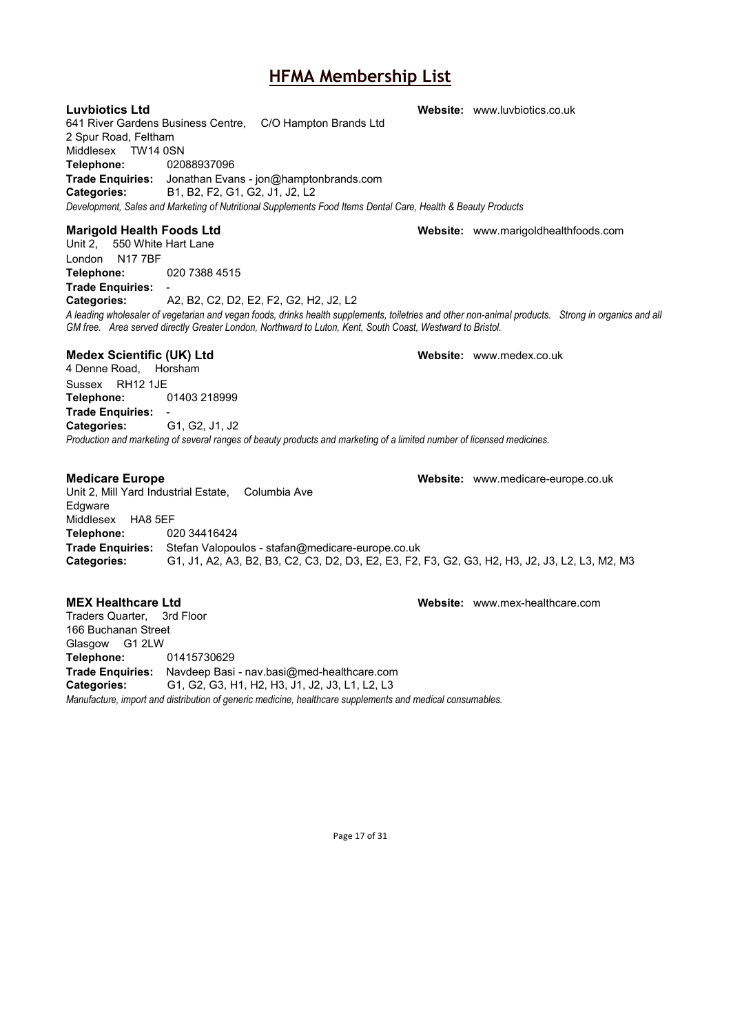# HFMA Membership List

**Luvbiotics Ltd** **Website:** www.luvbiotics.co.uk

641 River Gardens Business Centre, C/O Hampton Brands Ltd
2 Spur Road, Feltham
Middlesex TW14 0SN
**Telephone:** 02088937096
**Trade Enquiries:** Jonathan Evans - jon@hamptonbrands.com
**Categories:** B1, B2, F2, G1, G2, J1, J2, L2
*Development, Sales and Marketing of Nutritional Supplements Food Items Dental Care, Health & Beauty Products*

**Marigold Health Foods Ltd** **Website:** www.marigoldhealthfoods.com

Unit 2, 550 White Hart Lane
London N17 7BF
**Telephone:** 020 7388 4515
**Trade Enquiries:** -
**Categories:** A2, B2, C2, D2, E2, F2, G2, H2, J2, L2
*A leading wholesaler of vegetarian and vegan foods, drinks health supplements, toiletries and other non-animal products. Strong in organics and all GM free. Area served directly Greater London, Northward to Luton, Kent, South Coast, Westward to Bristol.*

**Medex Scientific (UK) Ltd** **Website:** www.medex.co.uk

4 Denne Road, Horsham
Sussex RH12 1JE
**Telephone:** 01403 218999
**Trade Enquiries:** -
**Categories:** G1, G2, J1, J2
*Production and marketing of several ranges of beauty products and marketing of a limited number of licensed medicines.*

**Medicare Europe** **Website:** www.medicare-europe.co.uk

Unit 2, Mill Yard Industrial Estate, Columbia Ave
Edgware
Middlesex HA8 5EF
**Telephone:** 020 34416424
**Trade Enquiries:** Stefan Valopoulos - stafan@medicare-europe.co.uk
**Categories:** G1, J1, A2, A3, B2, B3, C2, C3, D2, D3, E2, E3, F2, F3, G2, G3, H2, H3, J2, J3, L2, L3, M2, M3

**MEX Healthcare Ltd** **Website:** www.mex-healthcare.com

Traders Quarter, 3rd Floor
166 Buchanan Street
Glasgow G1 2LW
**Telephone:** 01415730629
**Trade Enquiries:** Navdeep Basi - nav.basi@med-healthcare.com
**Categories:** G1, G2, G3, H1, H2, H3, J1, J2, J3, L1, L2, L3
*Manufacture, import and distribution of generic medicine, healthcare supplements and medical consumables.*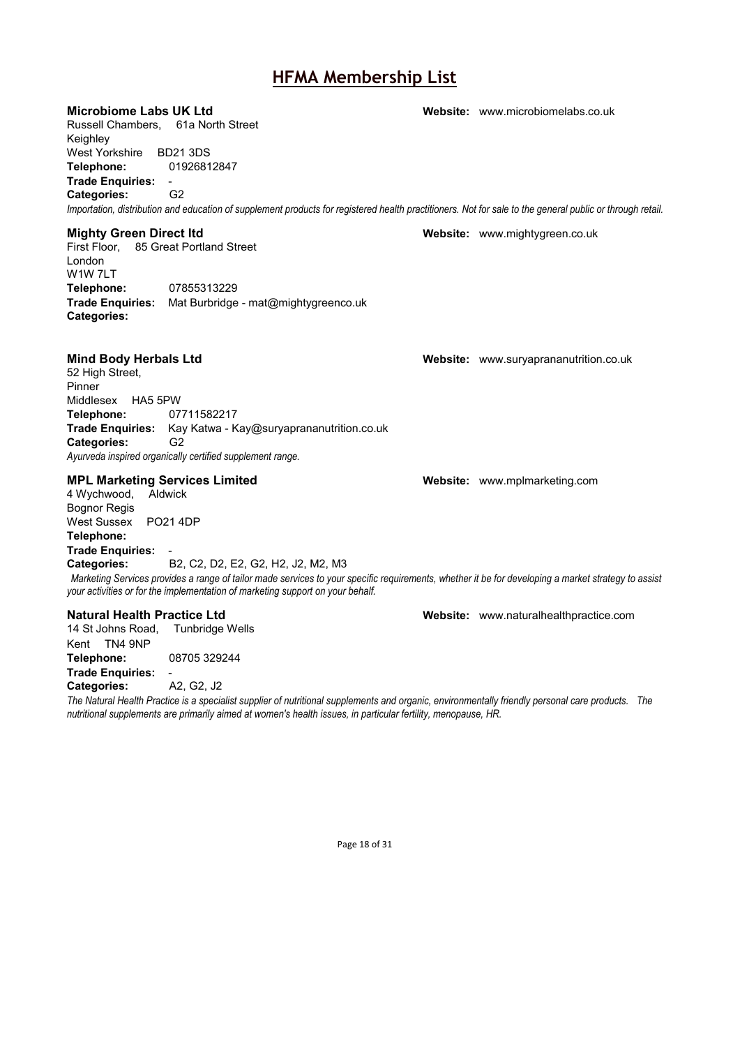# HFMA Membership List

### Microbiome Labs UK Ltd

**Website:** www.microbiomelabs.co.uk

Russell Chambers, 61a North Street
Keighley
West Yorkshire BD21 3DS
**Telephone:** 01926812847
**Trade Enquiries:** -
**Categories:** G2

*Importation, distribution and education of supplement products for registered health practitioners. Not for sale to the general public or through retail.*

### Mighty Green Direct ltd

**Website:** www.mightygreen.co.uk

First Floor, 85 Great Portland Street
London
W1W 7LT
**Telephone:** 07855313229
**Trade Enquiries:** Mat Burbridge - mat@mightygreenco.uk
**Categories:**

### Mind Body Herbals Ltd

**Website:** www.suryaprananutrition.co.uk

52 High Street,
Pinner
Middlesex HA5 5PW
**Telephone:** 07711582217
**Trade Enquiries:** Kay Katwa - Kay@suryaprananutrition.co.uk
**Categories:** G2

*Ayurveda inspired organically certified supplement range.*

### MPL Marketing Services Limited

**Website:** www.mplmarketing.com

4 Wychwood, Aldwick
Bognor Regis
West Sussex PO21 4DP
**Telephone:**
**Trade Enquiries:** -
**Categories:** B2, C2, D2, E2, G2, H2, J2, M2, M3

*Marketing Services provides a range of tailor made services to your specific requirements, whether it be for developing a market strategy to assist your activities or for the implementation of marketing support on your behalf.*

### Natural Health Practice Ltd

**Website:** www.naturalhealthpractice.com

14 St Johns Road, Tunbridge Wells
Kent TN4 9NP
**Telephone:** 08705 329244
**Trade Enquiries:** -
**Categories:** A2, G2, J2

*The Natural Health Practice is a specialist supplier of nutritional supplements and organic, environmentally friendly personal care products. The nutritional supplements are primarily aimed at women's health issues, in particular fertility, menopause, HR.*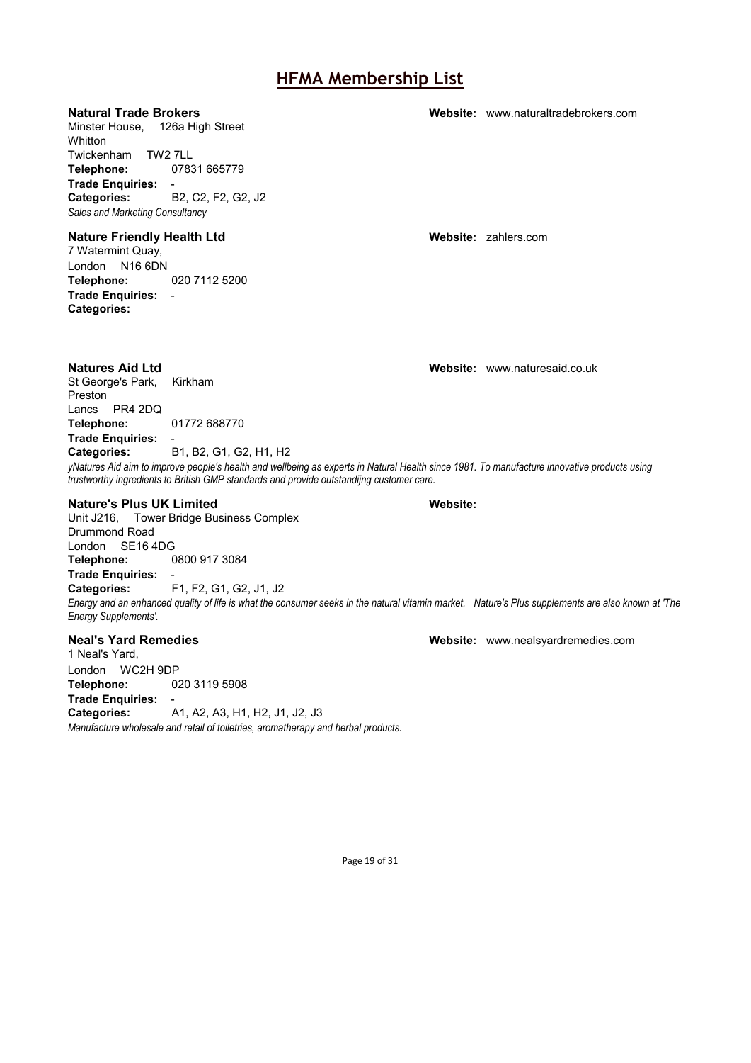# HFMA Membership List

**Natural Trade Brokers** **Website:** www.naturaltradebrokers.com
Minster House, 126a High Street
Whitton
Twickenham TW2 7LL
**Telephone:** 07831 665779
**Trade Enquiries:** -
**Categories:** B2, C2, F2, G2, J2
*Sales and Marketing Consultancy*

**Nature Friendly Health Ltd** **Website:** zahlers.com
7 Watermint Quay,
London N16 6DN
**Telephone:** 020 7112 5200
**Trade Enquiries:** -
**Categories:**

**Natures Aid Ltd** **Website:** www.naturesaid.co.uk
St George's Park, Kirkham
Preston
Lancs PR4 2DQ
**Telephone:** 01772 688770
**Trade Enquiries:** -
**Categories:** B1, B2, G1, G2, H1, H2
*yNatures Aid aim to improve people's health and wellbeing as experts in Natural Health since 1981. To manufacture innovative products using trustworthy ingredients to British GMP standards and provide outstandijng customer care.*

**Nature's Plus UK Limited** **Website:**
Unit J216, Tower Bridge Business Complex
Drummond Road
London SE16 4DG
**Telephone:** 0800 917 3084
**Trade Enquiries:** -
**Categories:** F1, F2, G1, G2, J1, J2
*Energy and an enhanced quality of life is what the consumer seeks in the natural vitamin market. Nature's Plus supplements are also known at 'The Energy Supplements'.*

**Neal's Yard Remedies** **Website:** www.nealsyardremedies.com
1 Neal's Yard,
London WC2H 9DP
**Telephone:** 020 3119 5908
**Trade Enquiries:** -
**Categories:** A1, A2, A3, H1, H2, J1, J2, J3
*Manufacture wholesale and retail of toiletries, aromatherapy and herbal products.*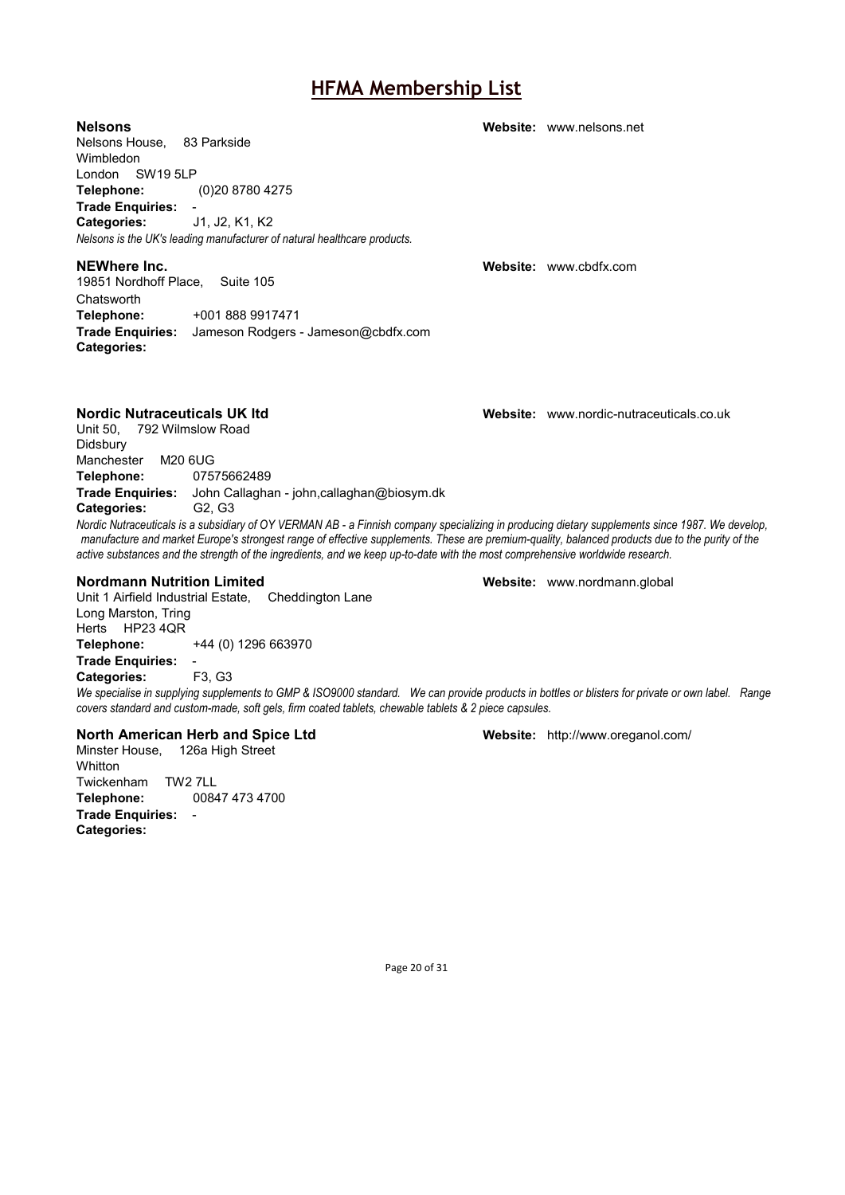# HFMA Membership List

### Nelsons

**Website:** www.nelsons.net

Nelsons House, 83 Parkside
Wimbledon
London SW19 5LP
**Telephone:** (0)20 8780 4275
**Trade Enquiries:** -
**Categories:** J1, J2, K1, K2

*Nelsons is the UK's leading manufacturer of natural healthcare products.*

### NEWhere Inc.

**Website:** www.cbdfx.com

19851 Nordhoff Place, Suite 105
Chatsworth
**Telephone:** +001 888 9917471
**Trade Enquiries:** Jameson Rodgers - Jameson@cbdfx.com
**Categories:**

### Nordic Nutraceuticals UK ltd

**Website:** www.nordic-nutraceuticals.co.uk

Unit 50, 792 Wilmslow Road
Didsbury
Manchester M20 6UG
**Telephone:** 07575662489
**Trade Enquiries:** John Callaghan - john,callaghan@biosym.dk
**Categories:** G2, G3

*Nordic Nutraceuticals is a subsidiary of OY VERMAN AB - a Finnish company specializing in producing dietary supplements since 1987. We develop, manufacture and market Europe's strongest range of effective supplements. These are premium-quality, balanced products due to the purity of the active substances and the strength of the ingredients, and we keep up-to-date with the most comprehensive worldwide research.*

### Nordmann Nutrition Limited

**Website:** www.nordmann.global

Unit 1 Airfield Industrial Estate, Cheddington Lane
Long Marston, Tring
Herts HP23 4QR
**Telephone:** +44 (0) 1296 663970
**Trade Enquiries:** -
**Categories:** F3, G3

*We specialise in supplying supplements to GMP & ISO9000 standard. We can provide products in bottles or blisters for private or own label. Range covers standard and custom-made, soft gels, firm coated tablets, chewable tablets & 2 piece capsules.*

### North American Herb and Spice Ltd

**Website:** http://www.oreganol.com/

Minster House, 126a High Street
Whitton
Twickenham TW2 7LL
**Telephone:** 00847 473 4700
**Trade Enquiries:** -
**Categories:**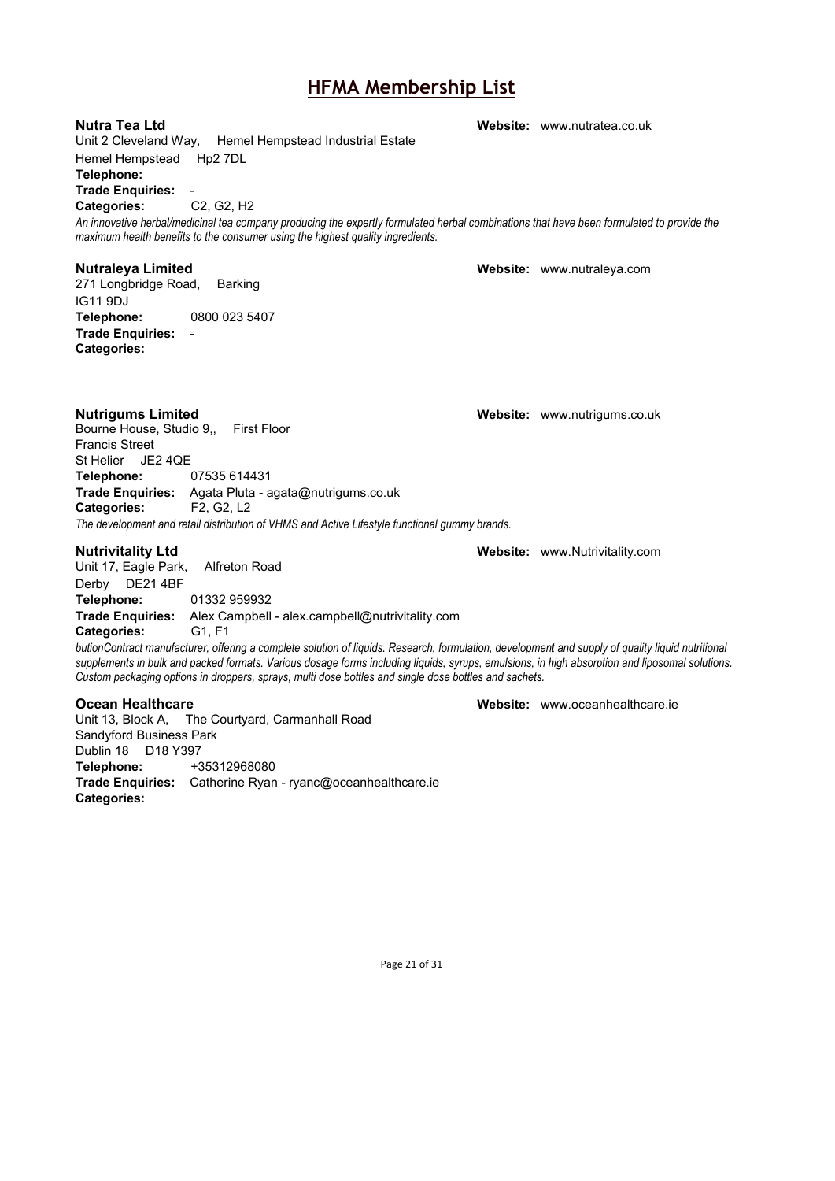# HFMA Membership List

**Nutra Tea Ltd** **Website:** www.nutratea.co.uk

Unit 2 Cleveland Way, Hemel Hempstead Industrial Estate
Hemel Hempstead Hp2 7DL
**Telephone:**
**Trade Enquiries:** -
**Categories:** C2, G2, H2

*An innovative herbal/medicinal tea company producing the expertly formulated herbal combinations that have been formulated to provide the maximum health benefits to the consumer using the highest quality ingredients.*

**Nutraleya Limited** **Website:** www.nutraleya.com

271 Longbridge Road, Barking
IG11 9DJ
**Telephone:** 0800 023 5407
**Trade Enquiries:** -
**Categories:**

**Nutrigums Limited** **Website:** www.nutrigums.co.uk

Bourne House, Studio 9,, First Floor
Francis Street
St Helier JE2 4QE
**Telephone:** 07535 614431
**Trade Enquiries:** Agata Pluta - agata@nutrigums.co.uk
**Categories:** F2, G2, L2

*The development and retail distribution of VHMS and Active Lifestyle functional gummy brands.*

**Nutrivitality Ltd** **Website:** www.Nutrivitality.com

Unit 17, Eagle Park, Alfreton Road
Derby DE21 4BF
**Telephone:** 01332 959932
**Trade Enquiries:** Alex Campbell - alex.campbell@nutrivitality.com
**Categories:** G1, F1

*butionContract manufacturer, offering a complete solution of liquids. Research, formulation, development and supply of quality liquid nutritional supplements in bulk and packed formats. Various dosage forms including liquids, syrups, emulsions, in high absorption and liposomal solutions. Custom packaging options in droppers, sprays, multi dose bottles and single dose bottles and sachets.*

**Ocean Healthcare** **Website:** www.oceanhealthcare.ie

Unit 13, Block A, The Courtyard, Carmanhall Road
Sandyford Business Park
Dublin 18 D18 Y397
**Telephone:** +35312968080
**Trade Enquiries:** Catherine Ryan - ryanc@oceanhealthcare.ie
**Categories:**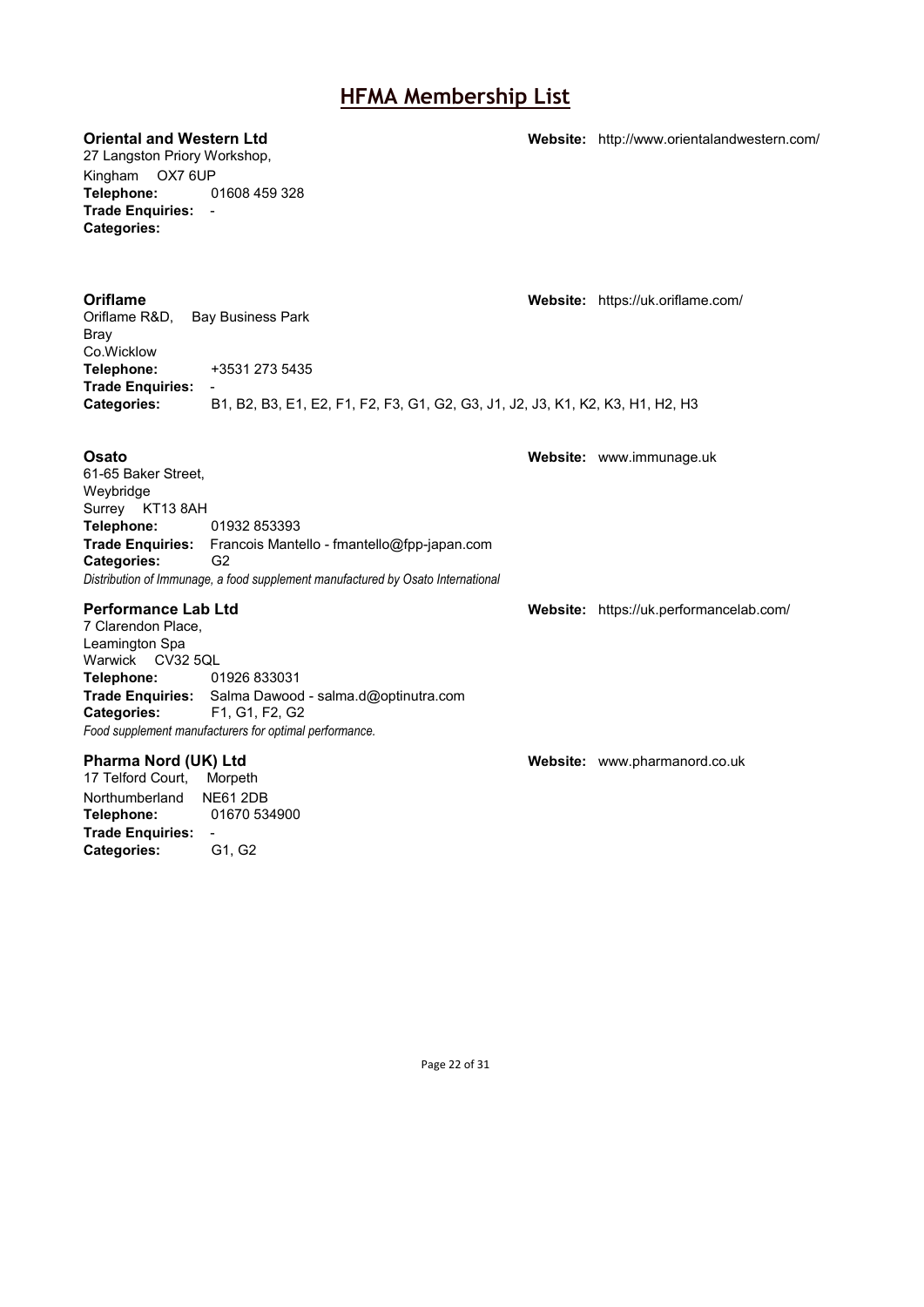# HFMA Membership List

**Oriental and Western Ltd**

**Website:** http://www.orientalandwestern.com/

27 Langston Priory Workshop,
Kingham OX7 6UP
**Telephone:** 01608 459 328
**Trade Enquiries:** -
**Categories:**

**Oriflame**

**Website:** https://uk.oriflame.com/

Oriflame R&D, Bay Business Park
Bray
Co.Wicklow
**Telephone:** +3531 273 5435
**Trade Enquiries:** -
**Categories:** B1, B2, B3, E1, E2, F1, F2, F3, G1, G2, G3, J1, J2, J3, K1, K2, K3, H1, H2, H3

**Osato**

**Website:** www.immunage.uk

61-65 Baker Street,
Weybridge
Surrey KT13 8AH
**Telephone:** 01932 853393
**Trade Enquiries:** Francois Mantello - fmantello@fpp-japan.com
**Categories:** G2
*Distribution of Immunage, a food supplement manufactured by Osato International*

**Performance Lab Ltd**

**Website:** https://uk.performancelab.com/

7 Clarendon Place,
Leamington Spa
Warwick CV32 5QL
**Telephone:** 01926 833031
**Trade Enquiries:** Salma Dawood - salma.d@optinutra.com
**Categories:** F1, G1, F2, G2
*Food supplement manufacturers for optimal performance.*

**Pharma Nord (UK) Ltd**

**Website:** www.pharmanord.co.uk

17 Telford Court, Morpeth
Northumberland NE61 2DB
**Telephone:** 01670 534900
**Trade Enquiries:** -
**Categories:** G1, G2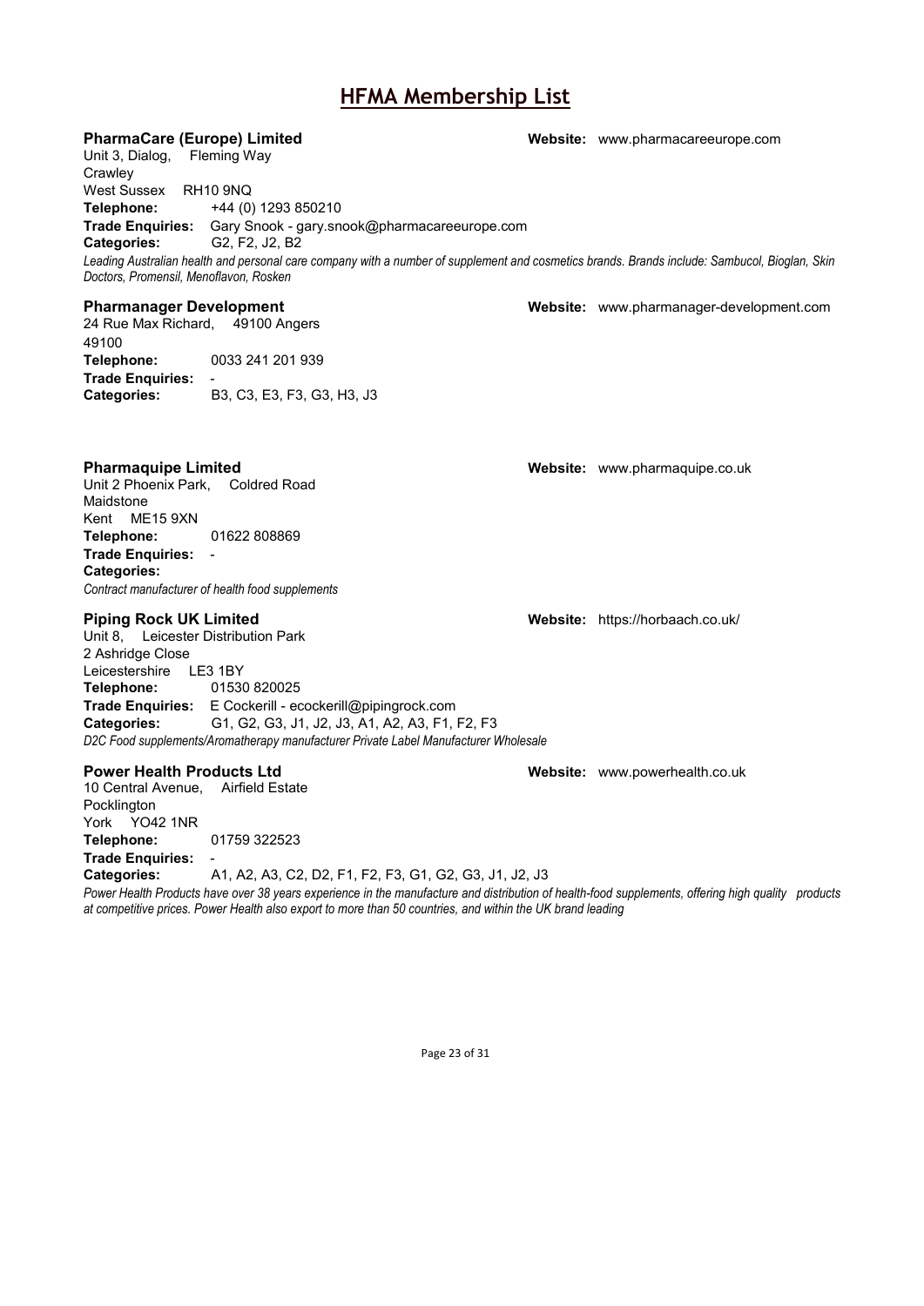# HFMA Membership List

**PharmaCare (Europe) Limited** **Website:** www.pharmacareeurope.com

Unit 3, Dialog, Fleming Way
Crawley
West Sussex RH10 9NQ

**Telephone:** +44 (0) 1293 850210
**Trade Enquiries:** Gary Snook - gary.snook@pharmacareeurope.com
**Categories:** G2, F2, J2, B2

*Leading Australian health and personal care company with a number of supplement and cosmetics brands. Brands include: Sambucol, Bioglan, Skin Doctors, Promensil, Menoflavon, Rosken*

**Pharmanager Development** **Website:** www.pharmanager-development.com

24 Rue Max Richard, 49100 Angers
49100

**Telephone:** 0033 241 201 939
**Trade Enquiries:** -
**Categories:** B3, C3, E3, F3, G3, H3, J3

**Pharmaquipe Limited** **Website:** www.pharmaquipe.co.uk

Unit 2 Phoenix Park, Coldred Road
Maidstone
Kent ME15 9XN

**Telephone:** 01622 808869
**Trade Enquiries:** -
**Categories:**

*Contract manufacturer of health food supplements*

**Piping Rock UK Limited** **Website:** https://horbaach.co.uk/

Unit 8, Leicester Distribution Park
2 Ashridge Close
Leicestershire LE3 1BY

**Telephone:** 01530 820025
**Trade Enquiries:** E Cockerill - ecockerill@pipingrock.com
**Categories:** G1, G2, G3, J1, J2, J3, A1, A2, A3, F1, F2, F3

*D2C Food supplements/Aromatherapy manufacturer Private Label Manufacturer Wholesale*

**Power Health Products Ltd** **Website:** www.powerhealth.co.uk

10 Central Avenue, Airfield Estate
Pocklington
York YO42 1NR

**Telephone:** 01759 322523
**Trade Enquiries:** -
**Categories:** A1, A2, A3, C2, D2, F1, F2, F3, G1, G2, G3, J1, J2, J3

*Power Health Products have over 38 years experience in the manufacture and distribution of health-food supplements, offering high quality products at competitive prices. Power Health also export to more than 50 countries, and within the UK brand leading*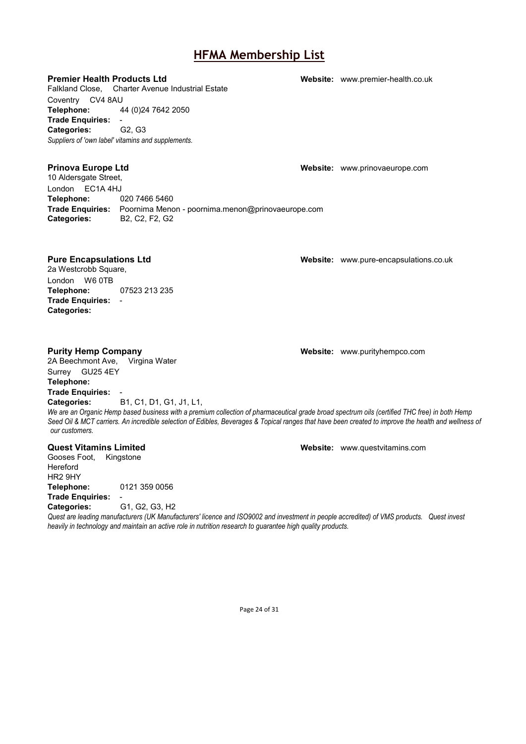# HFMA Membership List

**Premier Health Products Ltd** **Website:** www.premier-health.co.uk

Falkland Close, Charter Avenue Industrial Estate
Coventry CV4 8AU
**Telephone:** 44 (0)24 7642 2050
**Trade Enquiries:** -
**Categories:** G2, G3
*Suppliers of 'own label' vitamins and supplements.*

**Prinova Europe Ltd** **Website:** www.prinovaeurope.com

10 Aldersgate Street,
London EC1A 4HJ
**Telephone:** 020 7466 5460
**Trade Enquiries:** Poornima Menon - poornima.menon@prinovaeurope.com
**Categories:** B2, C2, F2, G2

**Pure Encapsulations Ltd** **Website:** www.pure-encapsulations.co.uk

2a Westcrobb Square,
London W6 0TB
**Telephone:** 07523 213 235
**Trade Enquiries:** -
**Categories:**

**Purity Hemp Company** **Website:** www.purityhempco.com

2A Beechmont Ave, Virgina Water
Surrey GU25 4EY
**Telephone:**
**Trade Enquiries:** -
**Categories:** B1, C1, D1, G1, J1, L1,
*We are an Organic Hemp based business with a premium collection of pharmaceutical grade broad spectrum oils (certified THC free) in both Hemp Seed Oil & MCT carriers. An incredible selection of Edibles, Beverages & Topical ranges that have been created to improve the health and wellness of our customers.*

**Quest Vitamins Limited** **Website:** www.questvitamins.com

Gooses Foot, Kingstone
Hereford
HR2 9HY
**Telephone:** 0121 359 0056
**Trade Enquiries:** -
**Categories:** G1, G2, G3, H2
*Quest are leading manufacturers (UK Manufacturers' licence and ISO9002 and investment in people accredited) of VMS products. Quest invest heavily in technology and maintain an active role in nutrition research to guarantee high quality products.*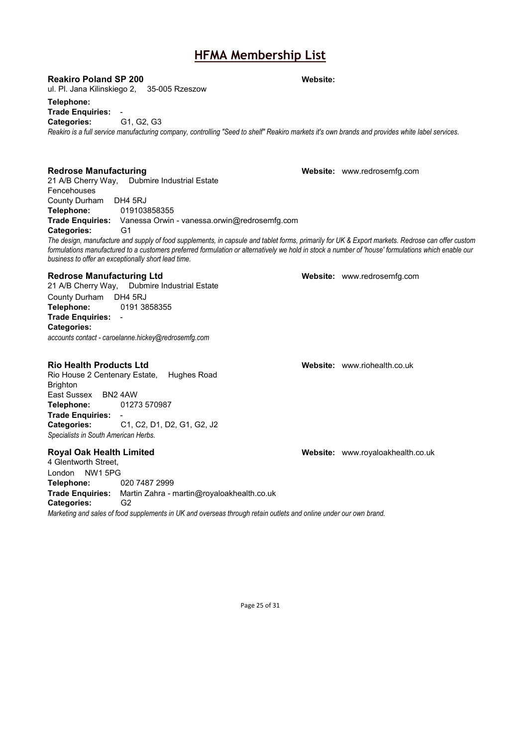# HFMA Membership List

**Reakiro Poland SP 200**
ul. Pl. Jana Kilinskiego 2, 35-005 Rzeszow

**Website:**

**Telephone:**
**Trade Enquiries:** -
**Categories:** G1, G2, G3

*Reakiro is a full service manufacturing company, controlling "Seed to shelf" Reakiro markets it's own brands and provides white label services.*

**Redrose Manufacturing**
21 A/B Cherry Way, Dubmire Industrial Estate
Fencehouses
County Durham DH4 5RJ

**Website:** www.redrosemfg.com

**Telephone:** 019103858355
**Trade Enquiries:** Vanessa Orwin - vanessa.orwin@redrosemfg.com
**Categories:** G1

*The design, manufacture and supply of food supplements, in capsule and tablet forms, primarily for UK & Export markets. Redrose can offer custom formulations manufactured to a customers preferred formulation or alternatively we hold in stock a number of 'house' formulations which enable our business to offer an exceptionally short lead time.*

**Redrose Manufacturing Ltd**
21 A/B Cherry Way, Dubmire Industrial Estate
County Durham DH4 5RJ

**Website:** www.redrosemfg.com

**Telephone:** 0191 3858355
**Trade Enquiries:** -
**Categories:**

*accounts contact - caroelanne.hickey@redrosemfg.com*

**Rio Health Products Ltd**
Rio House 2 Centenary Estate, Hughes Road
Brighton
East Sussex BN2 4AW

**Website:** www.riohealth.co.uk

**Telephone:** 01273 570987
**Trade Enquiries:** -
**Categories:** C1, C2, D1, D2, G1, G2, J2

*Specialists in South American Herbs.*

**Royal Oak Health Limited**
4 Glentworth Street,
London NW1 5PG

**Website:** www.royaloakhealth.co.uk

**Telephone:** 020 7487 2999
**Trade Enquiries:** Martin Zahra - martin@royaloakhealth.co.uk
**Categories:** G2

*Marketing and sales of food supplements in UK and overseas through retain outlets and online under our own brand.*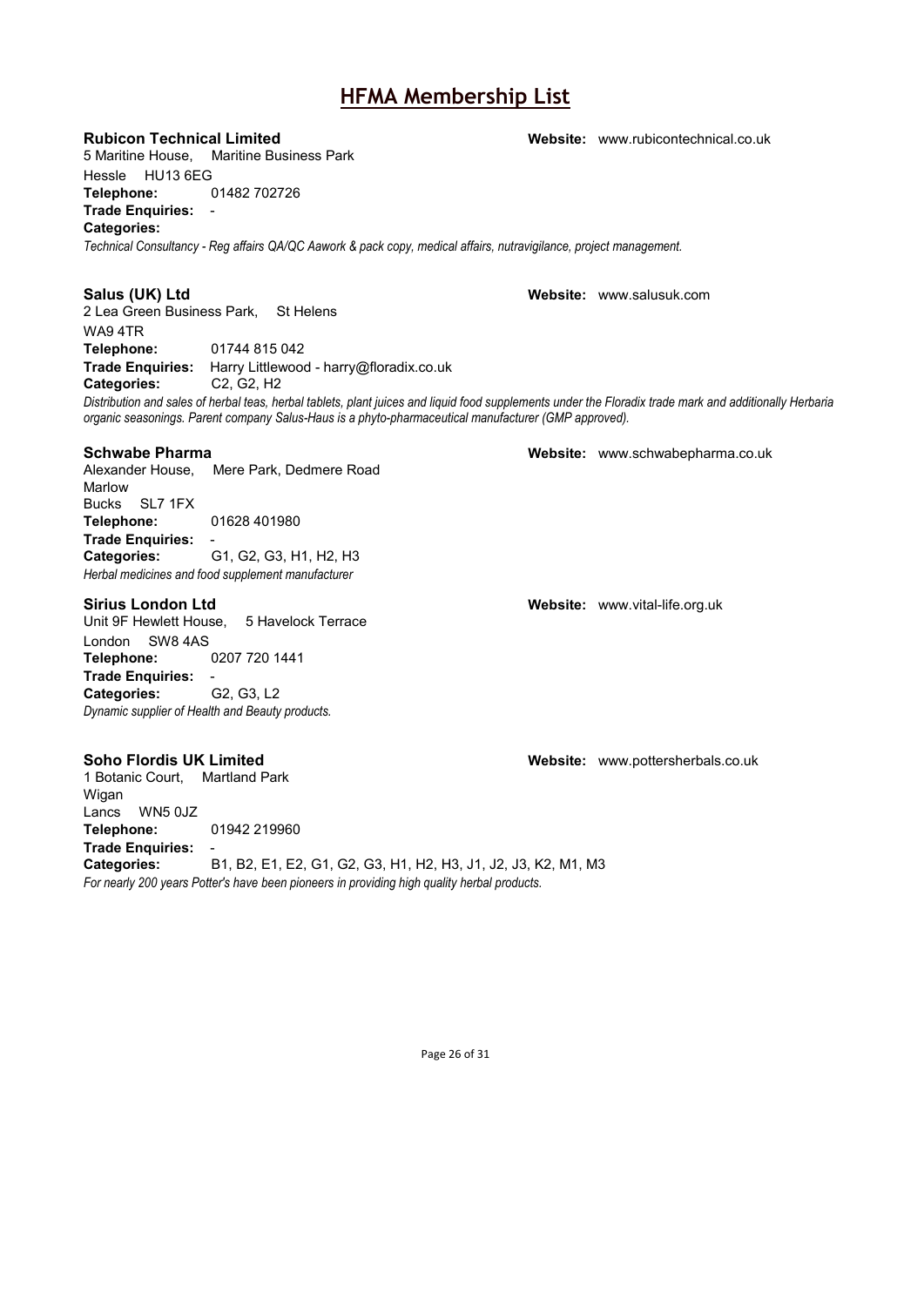# HFMA Membership List

**Rubicon Technical Limited** **Website:** www.rubicontechnical.co.uk

5 Maritine House, Maritine Business Park
Hessle HU13 6EG
**Telephone:** 01482 702726
**Trade Enquiries:** -
**Categories:**

*Technical Consultancy - Reg affairs QA/QC Aawork & pack copy, medical affairs, nutravigilance, project management.*

**Salus (UK) Ltd** **Website:** www.salusuk.com

2 Lea Green Business Park, St Helens
WA9 4TR
**Telephone:** 01744 815 042
**Trade Enquiries:** Harry Littlewood - harry@floradix.co.uk
**Categories:** C2, G2, H2

*Distribution and sales of herbal teas, herbal tablets, plant juices and liquid food supplements under the Floradix trade mark and additionally Herbaria organic seasonings. Parent company Salus-Haus is a phyto-pharmaceutical manufacturer (GMP approved).*

**Schwabe Pharma** **Website:** www.schwabepharma.co.uk

Alexander House, Mere Park, Dedmere Road
Marlow
Bucks SL7 1FX
**Telephone:** 01628 401980
**Trade Enquiries:** -
**Categories:** G1, G2, G3, H1, H2, H3

*Herbal medicines and food supplement manufacturer*

**Sirius London Ltd** **Website:** www.vital-life.org.uk

Unit 9F Hewlett House, 5 Havelock Terrace
London SW8 4AS
**Telephone:** 0207 720 1441
**Trade Enquiries:** -
**Categories:** G2, G3, L2

*Dynamic supplier of Health and Beauty products.*

**Soho Flordis UK Limited** **Website:** www.pottersherbals.co.uk

1 Botanic Court, Martland Park
Wigan
Lancs WN5 0JZ
**Telephone:** 01942 219960
**Trade Enquiries:** -
**Categories:** B1, B2, E1, E2, G1, G2, G3, H1, H2, H3, J1, J2, J3, K2, M1, M3

*For nearly 200 years Potter's have been pioneers in providing high quality herbal products.*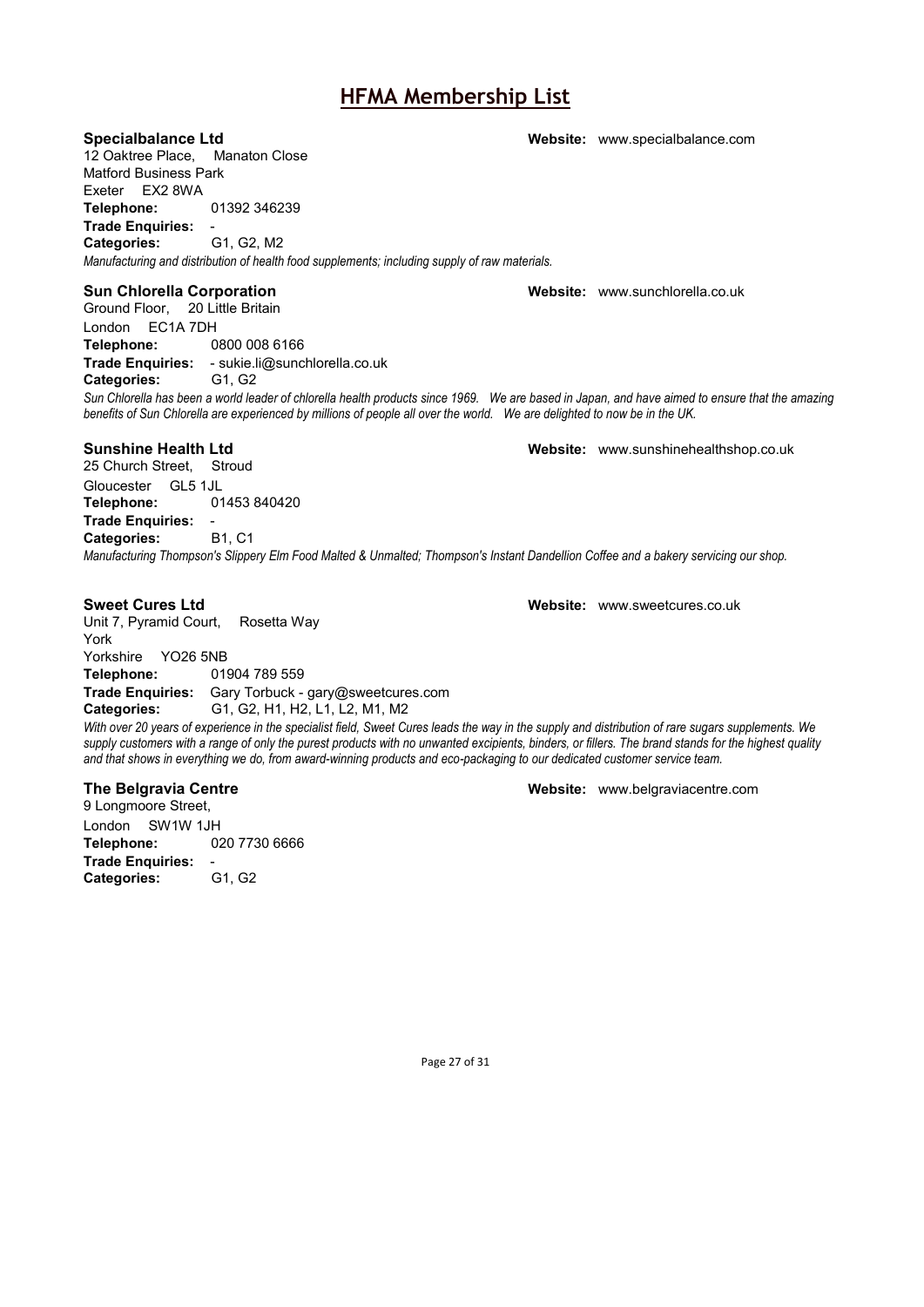# HFMA Membership List

**Specialbalance Ltd** **Website:** www.specialbalance.com

12 Oaktree Place, Manaton Close
Matford Business Park
Exeter EX2 8WA
**Telephone:** 01392 346239
**Trade Enquiries:** -
**Categories:** G1, G2, M2

*Manufacturing and distribution of health food supplements; including supply of raw materials.*

**Sun Chlorella Corporation** **Website:** www.sunchlorella.co.uk

Ground Floor, 20 Little Britain
London EC1A 7DH
**Telephone:** 0800 008 6166
**Trade Enquiries:** - sukie.li@sunchlorella.co.uk
**Categories:** G1, G2

*Sun Chlorella has been a world leader of chlorella health products since 1969. We are based in Japan, and have aimed to ensure that the amazing benefits of Sun Chlorella are experienced by millions of people all over the world. We are delighted to now be in the UK.*

**Sunshine Health Ltd** **Website:** www.sunshinehealthshop.co.uk

25 Church Street, Stroud
Gloucester GL5 1JL
**Telephone:** 01453 840420
**Trade Enquiries:** -
**Categories:** B1, C1

*Manufacturing Thompson's Slippery Elm Food Malted & Unmalted; Thompson's Instant Dandellion Coffee and a bakery servicing our shop.*

**Sweet Cures Ltd** **Website:** www.sweetcures.co.uk

Unit 7, Pyramid Court, Rosetta Way
York
Yorkshire YO26 5NB
**Telephone:** 01904 789 559
**Trade Enquiries:** Gary Torbuck - gary@sweetcures.com
**Categories:** G1, G2, H1, H2, L1, L2, M1, M2

*With over 20 years of experience in the specialist field, Sweet Cures leads the way in the supply and distribution of rare sugars supplements. We supply customers with a range of only the purest products with no unwanted excipients, binders, or fillers. The brand stands for the highest quality and that shows in everything we do, from award-winning products and eco-packaging to our dedicated customer service team.*

**The Belgravia Centre** **Website:** www.belgraviacentre.com

9 Longmoore Street,
London SW1W 1JH
**Telephone:** 020 7730 6666
**Trade Enquiries:** -
**Categories:** G1, G2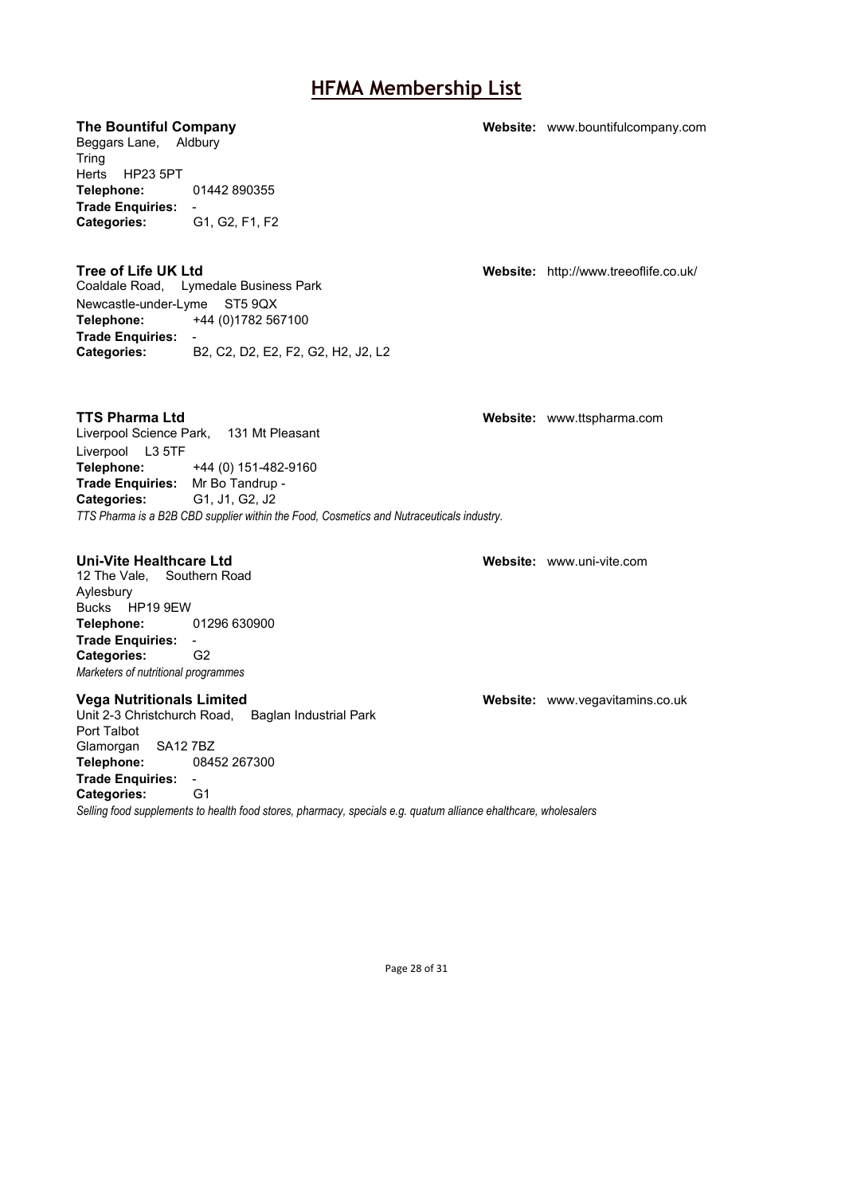# HFMA Membership List

**The Bountiful Company**
**Website:** www.bountifulcompany.com
Beggars Lane, Aldbury
Tring
Herts HP23 5PT
**Telephone:** 01442 890355
**Trade Enquiries:** -
**Categories:** G1, G2, F1, F2

**Tree of Life UK Ltd**
**Website:** http://www.treeoflife.co.uk/
Coaldale Road, Lymedale Business Park
Newcastle-under-Lyme ST5 9QX
**Telephone:** +44 (0)1782 567100
**Trade Enquiries:** -
**Categories:** B2, C2, D2, E2, F2, G2, H2, J2, L2

**TTS Pharma Ltd**
**Website:** www.ttspharma.com
Liverpool Science Park, 131 Mt Pleasant
Liverpool L3 5TF
**Telephone:** +44 (0) 151-482-9160
**Trade Enquiries:** Mr Bo Tandrup -
**Categories:** G1, J1, G2, J2
*TTS Pharma is a B2B CBD supplier within the Food, Cosmetics and Nutraceuticals industry.*

**Uni-Vite Healthcare Ltd**
**Website:** www.uni-vite.com
12 The Vale, Southern Road
Aylesbury
Bucks HP19 9EW
**Telephone:** 01296 630900
**Trade Enquiries:** -
**Categories:** G2
*Marketers of nutritional programmes*

**Vega Nutritionals Limited**
**Website:** www.vegavitamins.co.uk
Unit 2-3 Christchurch Road, Baglan Industrial Park
Port Talbot
Glamorgan SA12 7BZ
**Telephone:** 08452 267300
**Trade Enquiries:** -
**Categories:** G1
*Selling food supplements to health food stores, pharmacy, specials e.g. quatum alliance ehalthcare, wholesalers*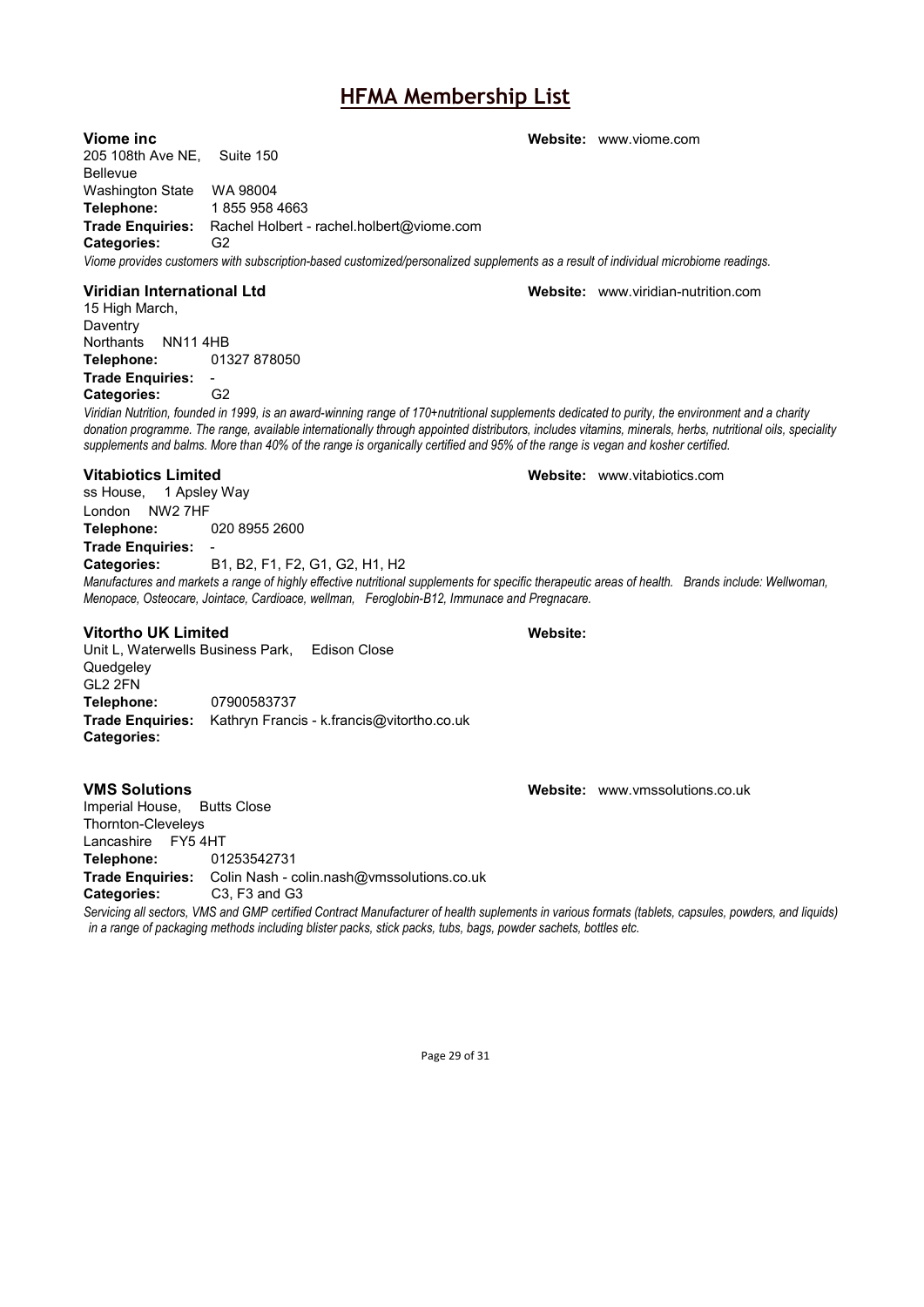# HFMA Membership List

**Viome inc** **Website:** www.viome.com

205 108th Ave NE, Suite 150
Bellevue
Washington State WA 98004
**Telephone:** 1 855 958 4663
**Trade Enquiries:** Rachel Holbert - rachel.holbert@viome.com
**Categories:** G2

*Viome provides customers with subscription-based customized/personalized supplements as a result of individual microbiome readings.*

**Viridian International Ltd** **Website:** www.viridian-nutrition.com

15 High March,
Daventry
Northants NN11 4HB
**Telephone:** 01327 878050
**Trade Enquiries:** -
**Categories:** G2

*Viridian Nutrition, founded in 1999, is an award-winning range of 170+nutritional supplements dedicated to purity, the environment and a charity donation programme. The range, available internationally through appointed distributors, includes vitamins, minerals, herbs, nutritional oils, speciality supplements and balms. More than 40% of the range is organically certified and 95% of the range is vegan and kosher certified.*

**Vitabiotics Limited** **Website:** www.vitabiotics.com

ss House, 1 Apsley Way
London NW2 7HF
**Telephone:** 020 8955 2600
**Trade Enquiries:** -
**Categories:** B1, B2, F1, F2, G1, G2, H1, H2

*Manufactures and markets a range of highly effective nutritional supplements for specific therapeutic areas of health. Brands include: Wellwoman, Menopace, Osteocare, Jointace, Cardioace, wellman, Feroglobin-B12, Immunace and Pregnacare.*

**Vitortho UK Limited** **Website:**

Unit L, Waterwells Business Park, Edison Close
Quedgeley
GL2 2FN
**Telephone:** 07900583737
**Trade Enquiries:** Kathryn Francis - k.francis@vitortho.co.uk
**Categories:**

**VMS Solutions** **Website:** www.vmssolutions.co.uk

Imperial House, Butts Close
Thornton-Cleveleys
Lancashire FY5 4HT
**Telephone:** 01253542731
**Trade Enquiries:** Colin Nash - colin.nash@vmssolutions.co.uk
**Categories:** C3, F3 and G3

*Servicing all sectors, VMS and GMP certified Contract Manufacturer of health suplements in various formats (tablets, capsules, powders, and liquids) in a range of packaging methods including blister packs, stick packs, tubs, bags, powder sachets, bottles etc.*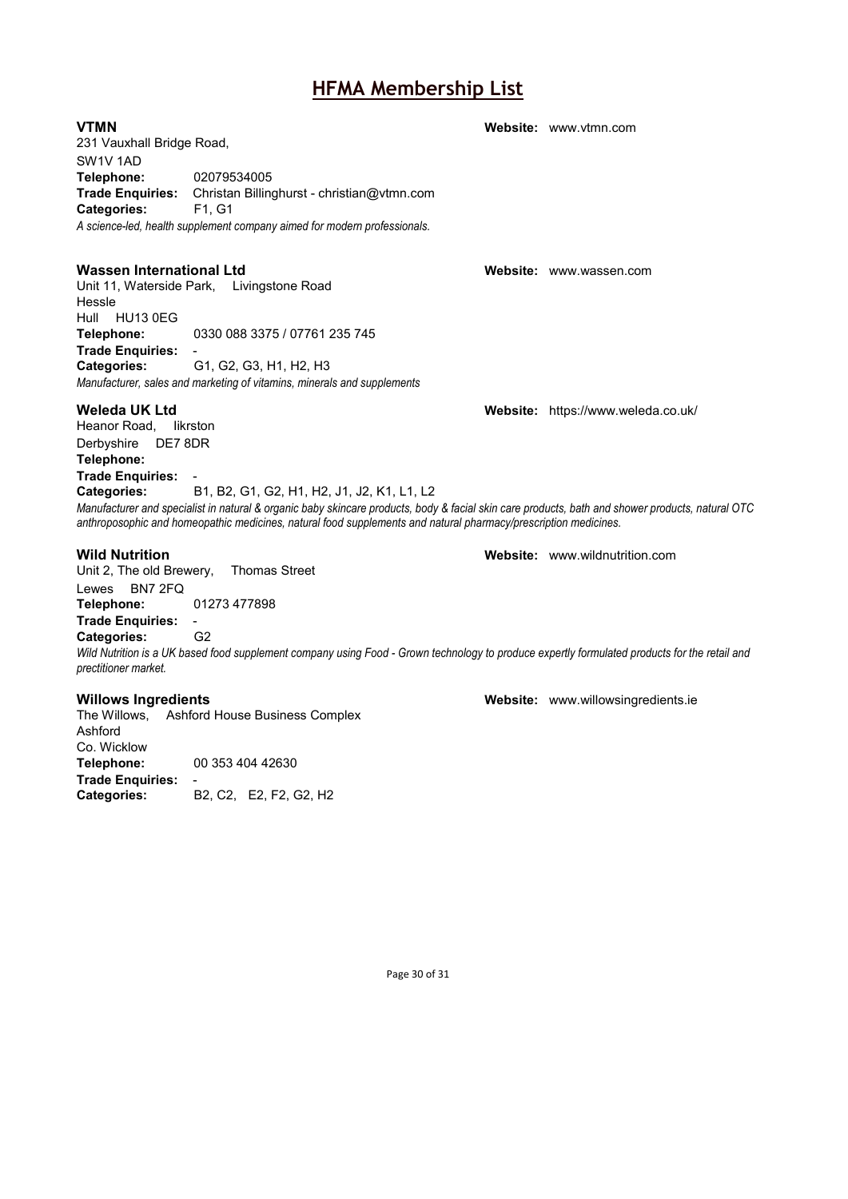# HFMA Membership List

**VTMN** — **Website:** www.vtmn.com
231 Vauxhall Bridge Road,
SW1V 1AD
**Telephone:** 02079534005
**Trade Enquiries:** Christan Billinghurst - christian@vtmn.com
**Categories:** F1, G1
*A science-led, health supplement company aimed for modern professionals.*

**Wassen International Ltd** — **Website:** www.wassen.com
Unit 11, Waterside Park, Livingstone Road
Hessle
Hull HU13 0EG
**Telephone:** 0330 088 3375 / 07761 235 745
**Trade Enquiries:** -
**Categories:** G1, G2, G3, H1, H2, H3
*Manufacturer, sales and marketing of vitamins, minerals and supplements*

**Weleda UK Ltd** — **Website:** https://www.weleda.co.uk/
Heanor Road, Iikrston
Derbyshire DE7 8DR
**Telephone:**
**Trade Enquiries:** -
**Categories:** B1, B2, G1, G2, H1, H2, J1, J2, K1, L1, L2
*Manufacturer and specialist in natural & organic baby skincare products, body & facial skin care products, bath and shower products, natural OTC anthroposophic and homeopathic medicines, natural food supplements and natural pharmacy/prescription medicines.*

**Wild Nutrition** — **Website:** www.wildnutrition.com
Unit 2, The old Brewery, Thomas Street
Lewes BN7 2FQ
**Telephone:** 01273 477898
**Trade Enquiries:** -
**Categories:** G2
*Wild Nutrition is a UK based food supplement company using Food - Grown technology to produce expertly formulated products for the retail and prectitioner market.*

**Willows Ingredients** — **Website:** www.willowsingredients.ie
The Willows, Ashford House Business Complex
Ashford
Co. Wicklow
**Telephone:** 00 353 404 42630
**Trade Enquiries:** -
**Categories:** B2, C2, E2, F2, G2, H2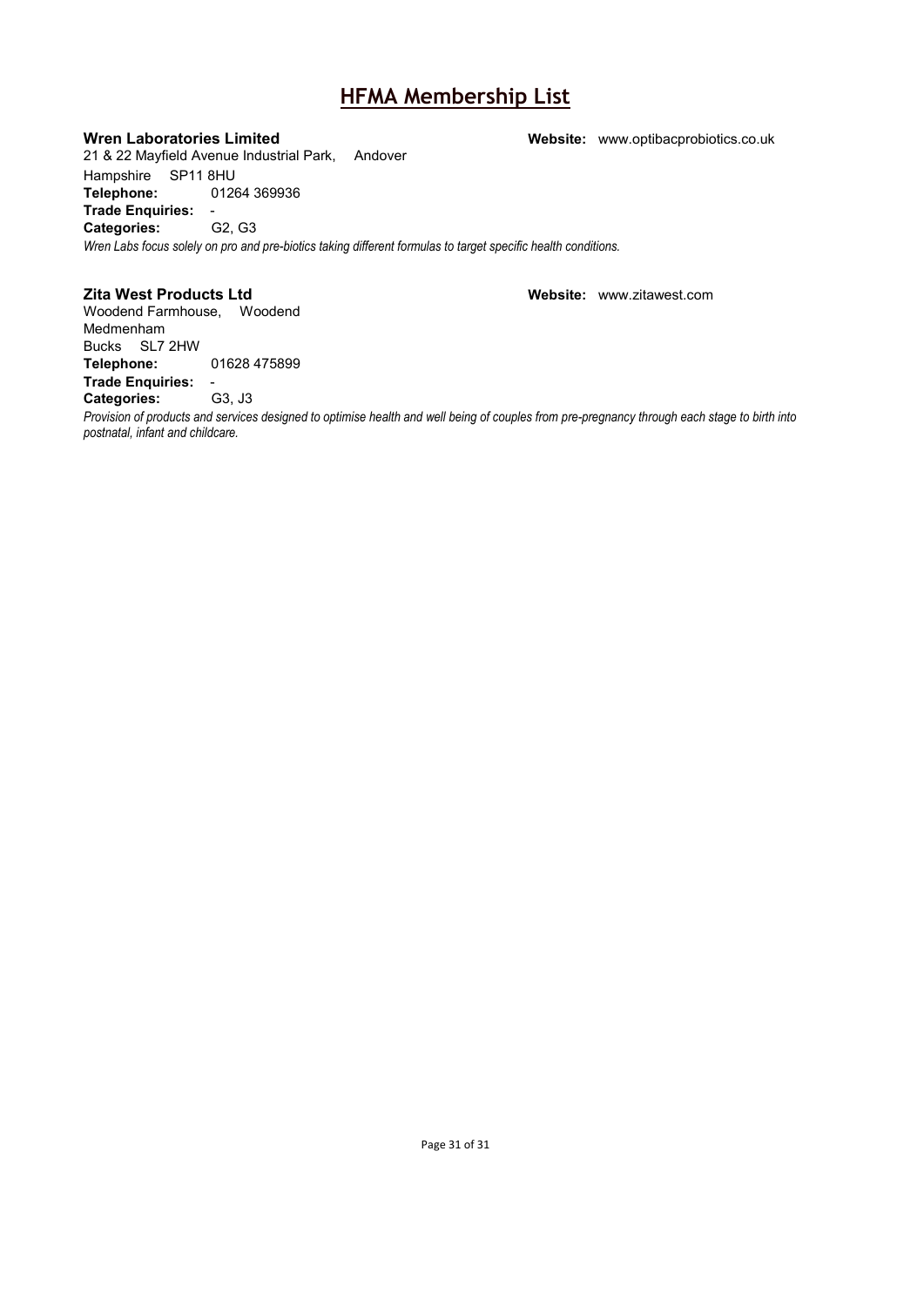# HFMA Membership List

**Wren Laboratories Limited** **Website:** www.optibacprobiotics.co.uk

21 & 22 Mayfield Avenue Industrial Park, Andover
Hampshire SP11 8HU
**Telephone:** 01264 369936
**Trade Enquiries:** -
**Categories:** G2, G3

*Wren Labs focus solely on pro and pre-biotics taking different formulas to target specific health conditions.*

**Zita West Products Ltd** **Website:** www.zitawest.com

Woodend Farmhouse, Woodend
Medmenham
Bucks SL7 2HW
**Telephone:** 01628 475899
**Trade Enquiries:** -
**Categories:** G3, J3

*Provision of products and services designed to optimise health and well being of couples from pre-pregnancy through each stage to birth into postnatal, infant and childcare.*